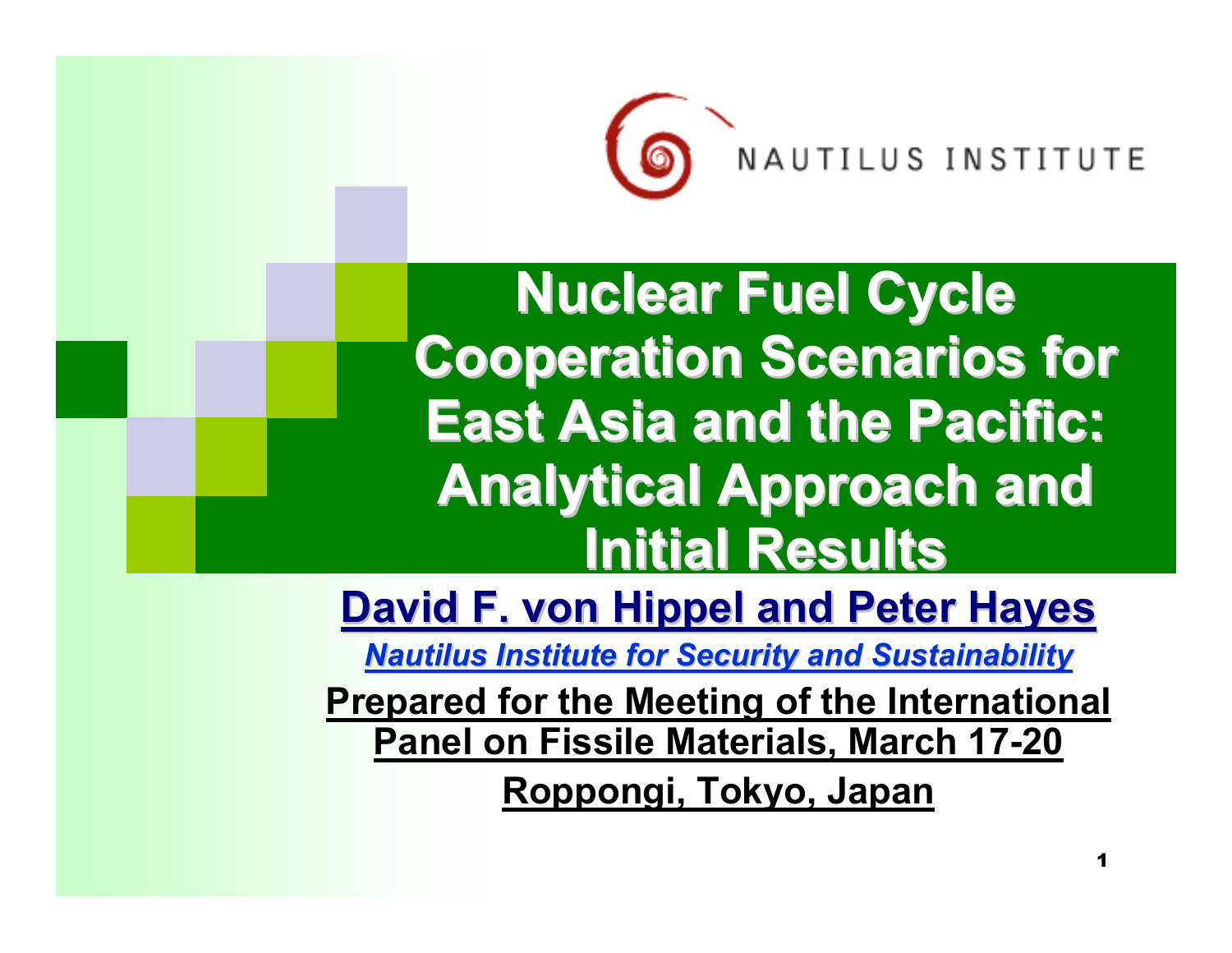NAUTILUS INSTITUTE

# Nuclear Fuel Cycle Cooperation Scenarios for East Asia and the Pacific: Analytical Approach and Initial Results

**David F. von Hippel and Peter Hayes**

***Nautilus Institute for Security and Sustainability***

**Prepared for the Meeting of the International Panel on Fissile Materials, March 17-20**

**Roppongi, Tokyo, Japan**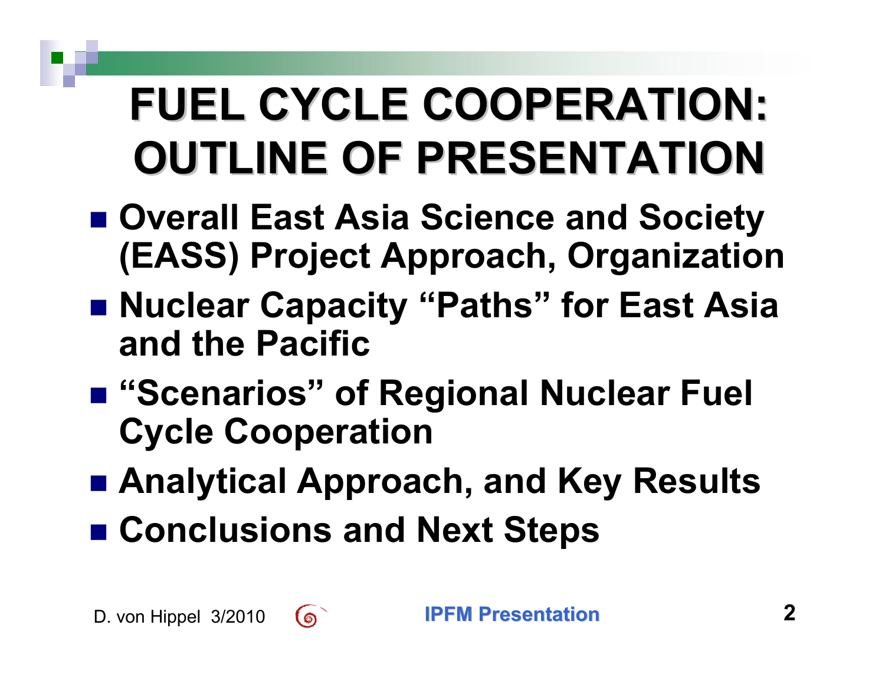# FUEL CYCLE COOPERATION: OUTLINE OF PRESENTATION

- **Overall East Asia Science and Society (EASS) Project Approach, Organization**
- **Nuclear Capacity "Paths" for East Asia and the Pacific**
- **"Scenarios" of Regional Nuclear Fuel Cycle Cooperation**
- **Analytical Approach, and Key Results**
- **Conclusions and Next Steps**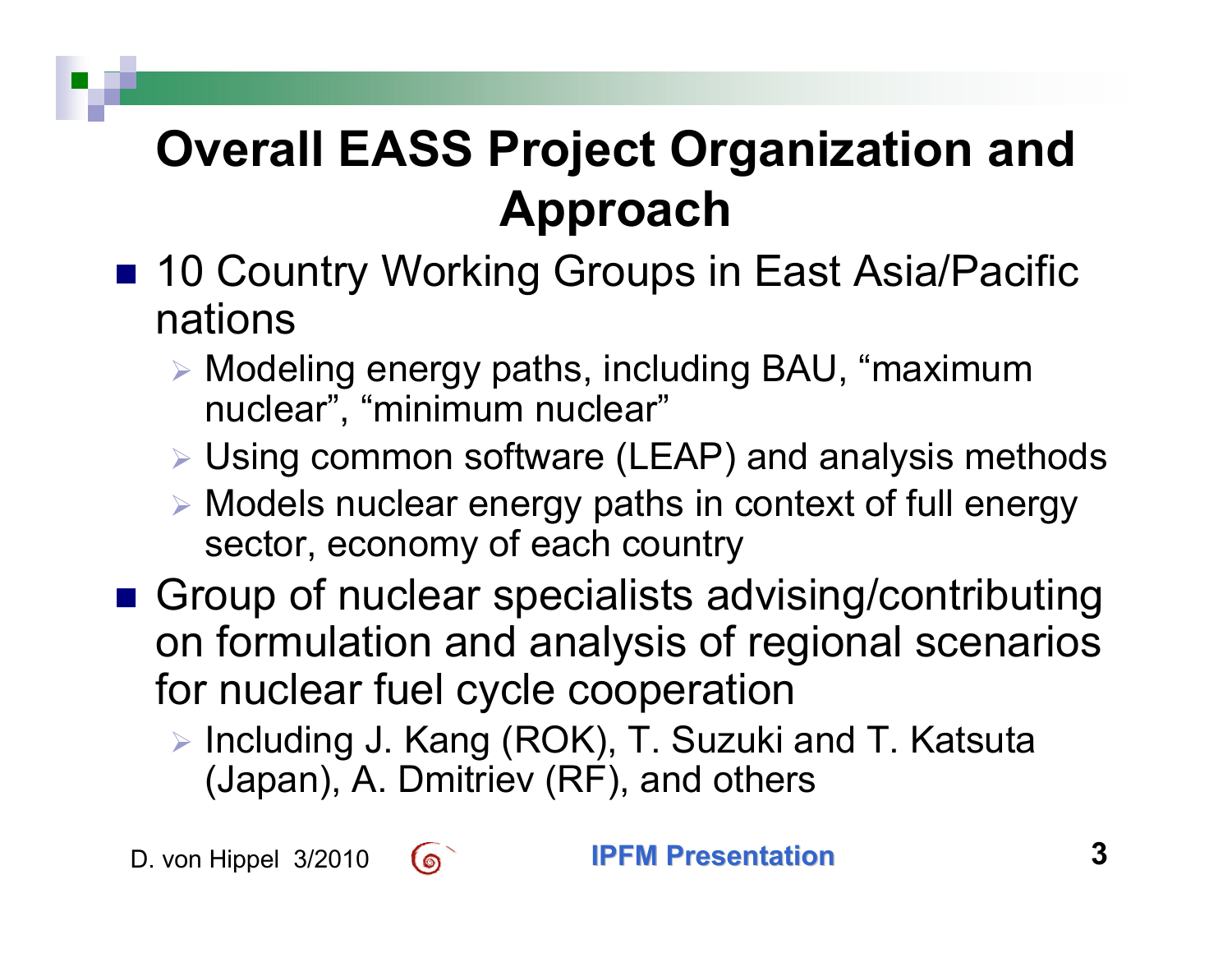# Overall EASS Project Organization and Approach

- 10 Country Working Groups in East Asia/Pacific nations
  - Modeling energy paths, including BAU, "maximum nuclear", "minimum nuclear"
  - Using common software (LEAP) and analysis methods
  - Models nuclear energy paths in context of full energy sector, economy of each country
- Group of nuclear specialists advising/contributing on formulation and analysis of regional scenarios for nuclear fuel cycle cooperation
  - Including J. Kang (ROK), T. Suzuki and T. Katsuta (Japan), A. Dmitriev (RF), and others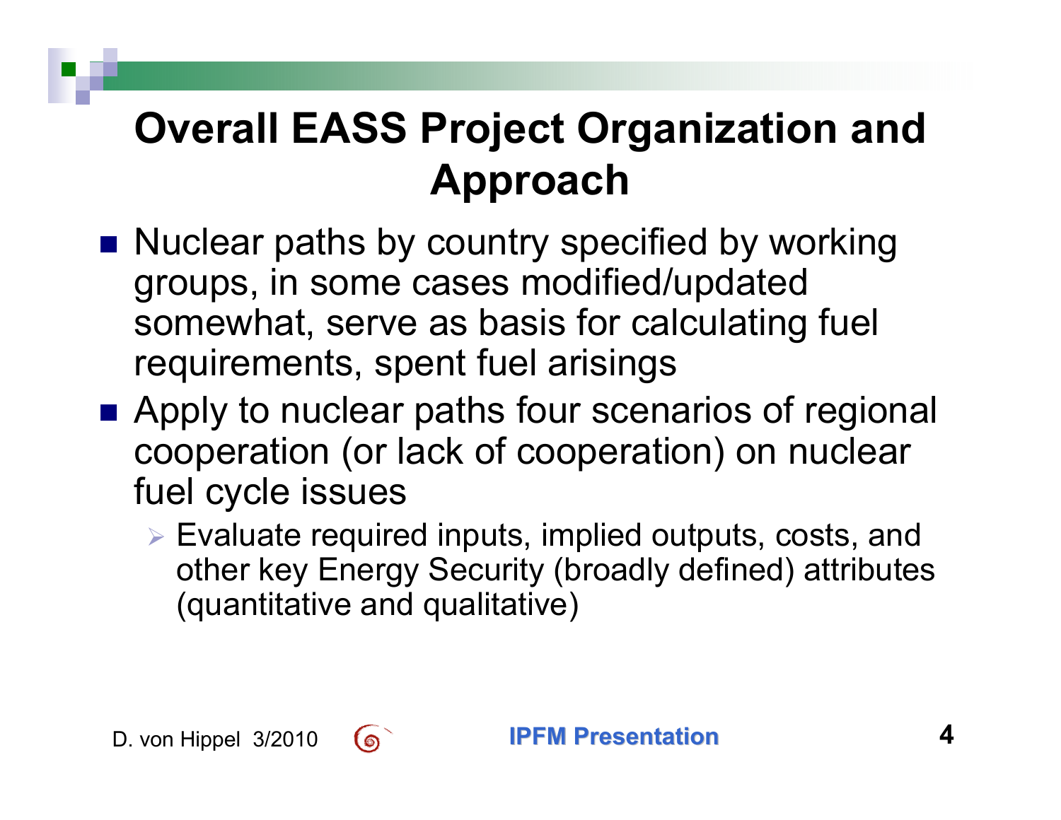# Overall EASS Project Organization and Approach

- Nuclear paths by country specified by working groups, in some cases modified/updated somewhat, serve as basis for calculating fuel requirements, spent fuel arisings
- Apply to nuclear paths four scenarios of regional cooperation (or lack of cooperation) on nuclear fuel cycle issues
  - Evaluate required inputs, implied outputs, costs, and other key Energy Security (broadly defined) attributes (quantitative and qualitative)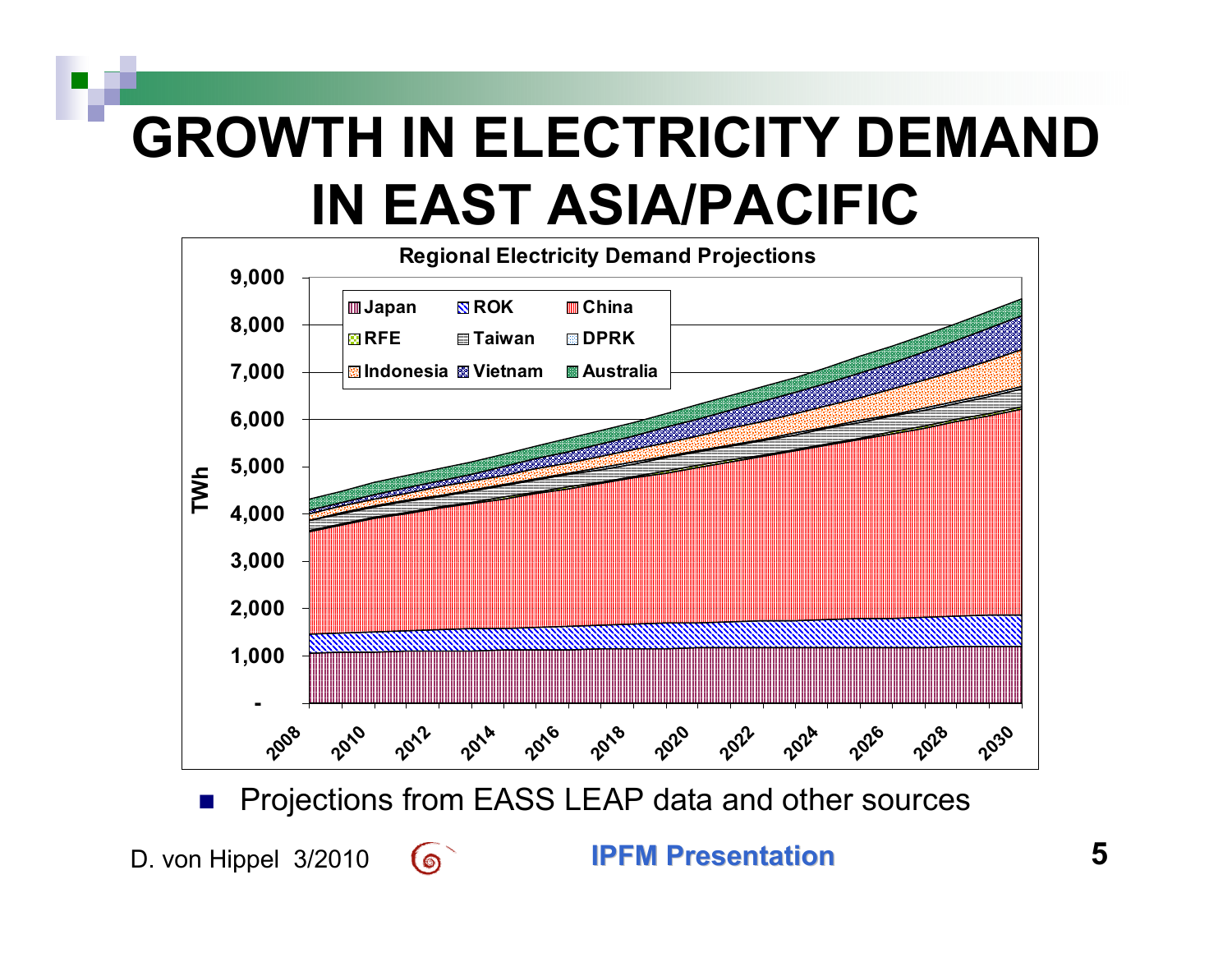# GROWTH IN ELECTRICITY DEMAND IN EAST ASIA/PACIFIC

Regional Electricity Demand Projections

- Projections from EASS LEAP data and other sources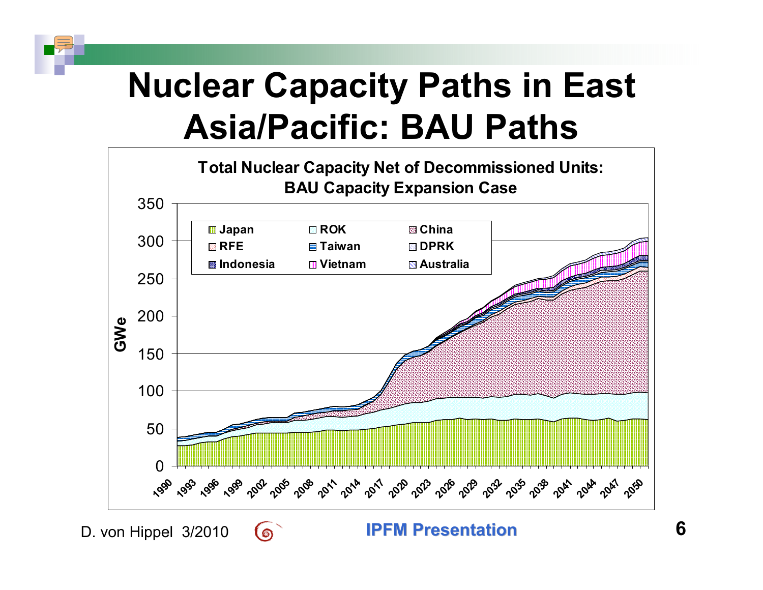# Nuclear Capacity Paths in East Asia/Pacific: BAU Paths

**Total Nuclear Capacity Net of Decommissioned Units: BAU Capacity Expansion Case**

Legend: Japan, ROK, China, RFE, Taiwan, DPRK, Indonesia, Vietnam, Australia

Y-axis: GWe (0–350)

X-axis: 1990, 1993, 1996, 1999, 2002, 2005, 2008, 2011, 2014, 2017, 2020, 2023, 2026, 2029, 2032, 2035, 2038, 2041, 2044, 2047, 2050

D. von Hippel 3/2010

IPFM Presentation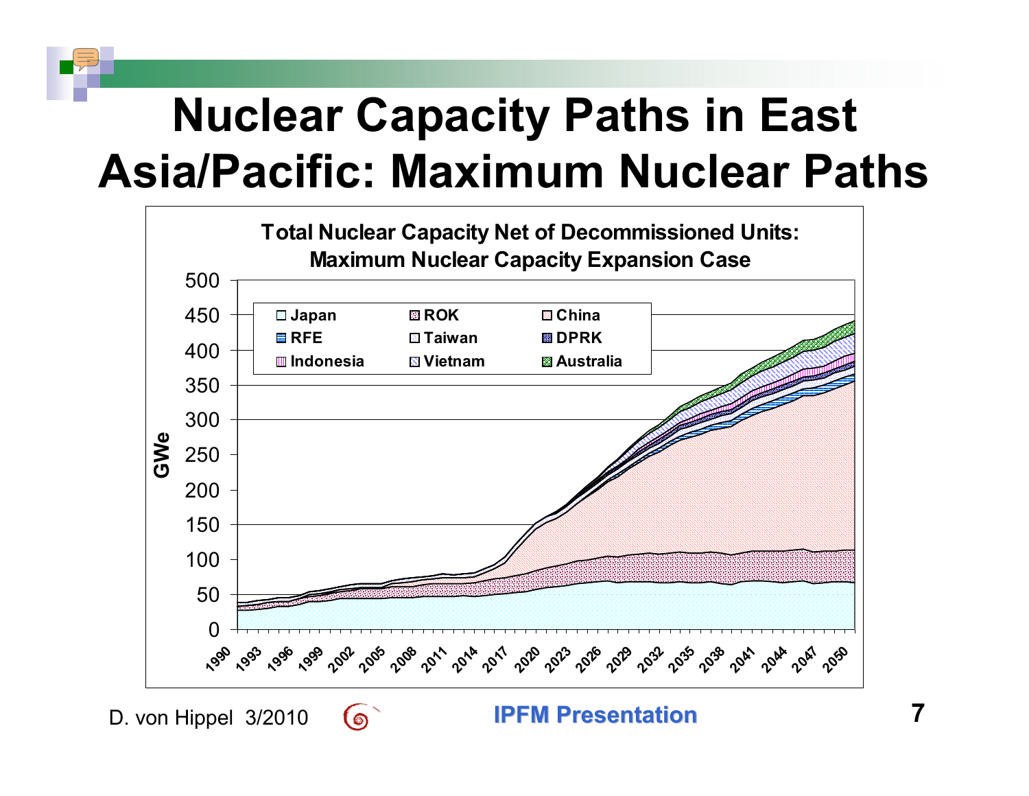# Nuclear Capacity Paths in East Asia/Pacific: Maximum Nuclear Paths

**Total Nuclear Capacity Net of Decommissioned Units: Maximum Nuclear Capacity Expansion Case**

Legend: Japan, ROK, China, RFE, Taiwan, DPRK, Indonesia, Vietnam, Australia

Y-axis: GWe (0–500). X-axis: 1990–2050.

D. von Hippel 3/2010

IPFM Presentation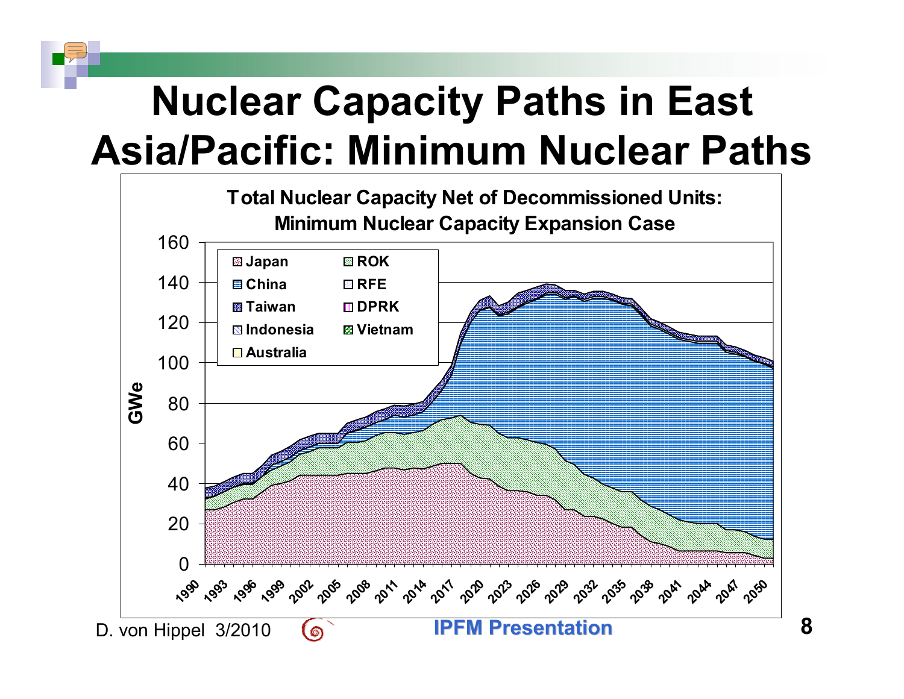# Nuclear Capacity Paths in East Asia/Pacific: Minimum Nuclear Paths

**Total Nuclear Capacity Net of Decommissioned Units: Minimum Nuclear Capacity Expansion Case**

Legend: Japan, ROK, China, RFE, Taiwan, DPRK, Indonesia, Vietnam, Australia

Y-axis: GWe (0–160)

X-axis: 1990, 1993, 1996, 1999, 2002, 2005, 2008, 2011, 2014, 2017, 2020, 2023, 2026, 2029, 2032, 2035, 2038, 2041, 2044, 2047, 2050

D. von Hippel 3/2010 — IPFM Presentation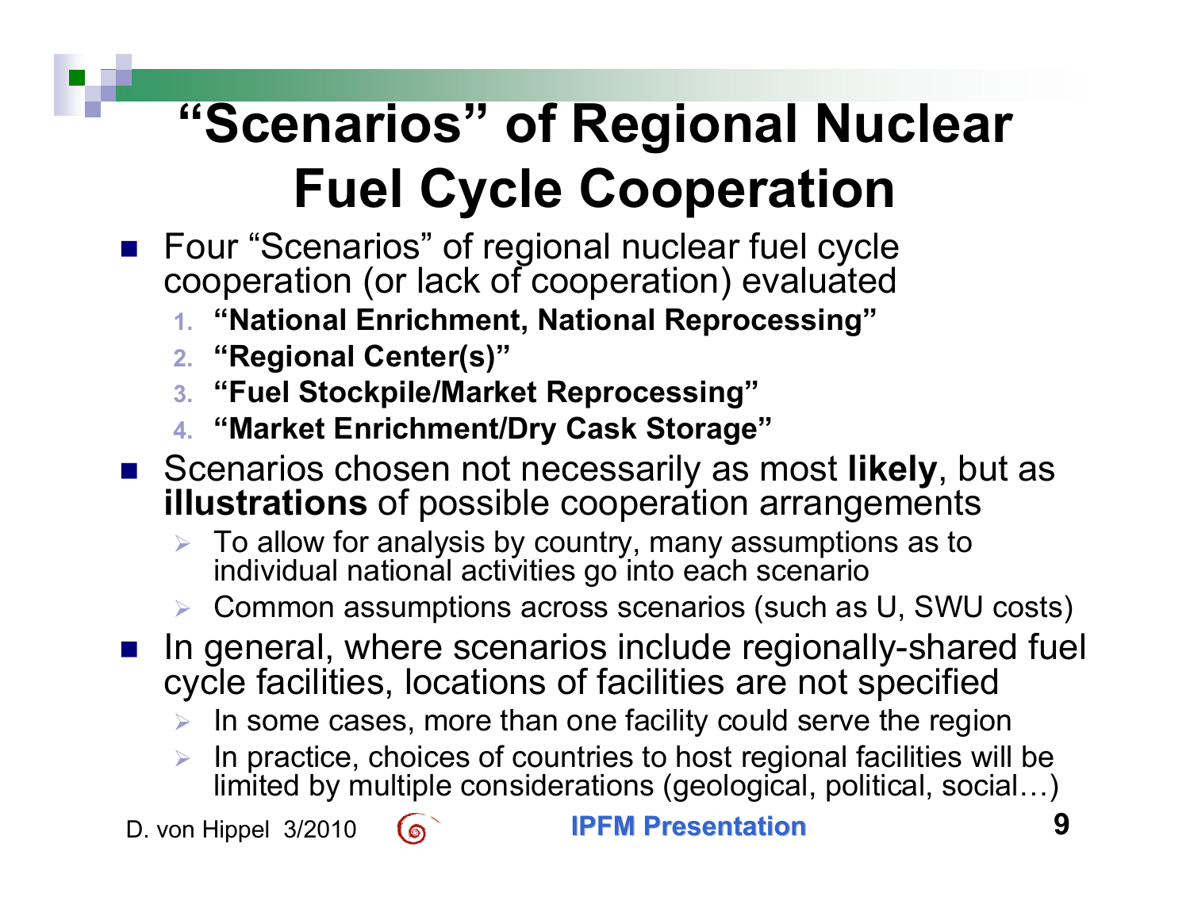# "Scenarios" of Regional Nuclear Fuel Cycle Cooperation

- Four "Scenarios" of regional nuclear fuel cycle cooperation (or lack of cooperation) evaluated
  1. **"National Enrichment, National Reprocessing"**
  2. **"Regional Center(s)"**
  3. **"Fuel Stockpile/Market Reprocessing"**
  4. **"Market Enrichment/Dry Cask Storage"**
- Scenarios chosen not necessarily as most **likely**, but as **illustrations** of possible cooperation arrangements
  - To allow for analysis by country, many assumptions as to individual national activities go into each scenario
  - Common assumptions across scenarios (such as U, SWU costs)
- In general, where scenarios include regionally-shared fuel cycle facilities, locations of facilities are not specified
  - In some cases, more than one facility could serve the region
  - In practice, choices of countries to host regional facilities will be limited by multiple considerations (geological, political, social…)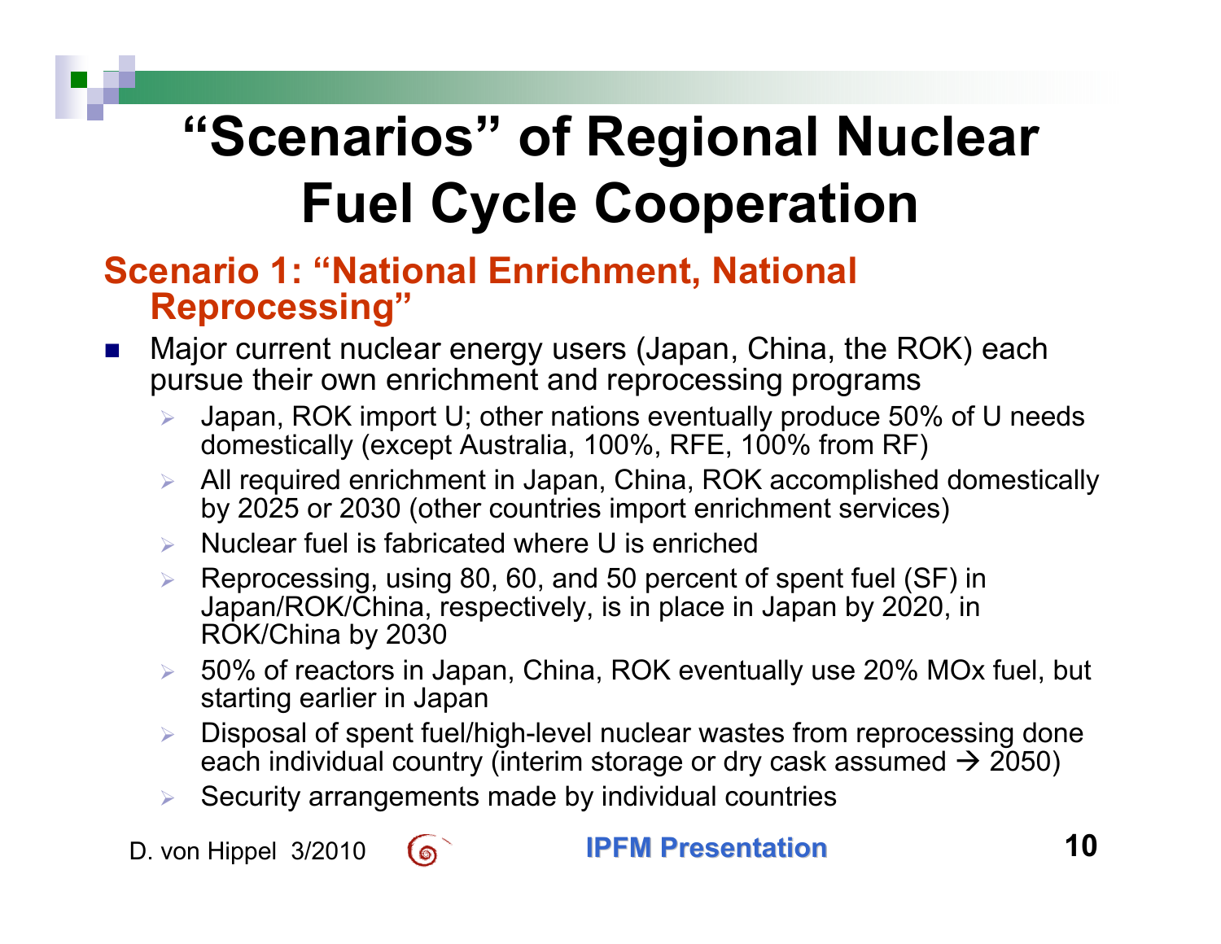# "Scenarios" of Regional Nuclear Fuel Cycle Cooperation

## Scenario 1: "National Enrichment, National Reprocessing"

- Major current nuclear energy users (Japan, China, the ROK) each pursue their own enrichment and reprocessing programs
  - Japan, ROK import U; other nations eventually produce 50% of U needs domestically (except Australia, 100%, RFE, 100% from RF)
  - All required enrichment in Japan, China, ROK accomplished domestically by 2025 or 2030 (other countries import enrichment services)
  - Nuclear fuel is fabricated where U is enriched
  - Reprocessing, using 80, 60, and 50 percent of spent fuel (SF) in Japan/ROK/China, respectively, is in place in Japan by 2020, in ROK/China by 2030
  - 50% of reactors in Japan, China, ROK eventually use 20% MOx fuel, but starting earlier in Japan
  - Disposal of spent fuel/high-level nuclear wastes from reprocessing done each individual country (interim storage or dry cask assumed → 2050)
  - Security arrangements made by individual countries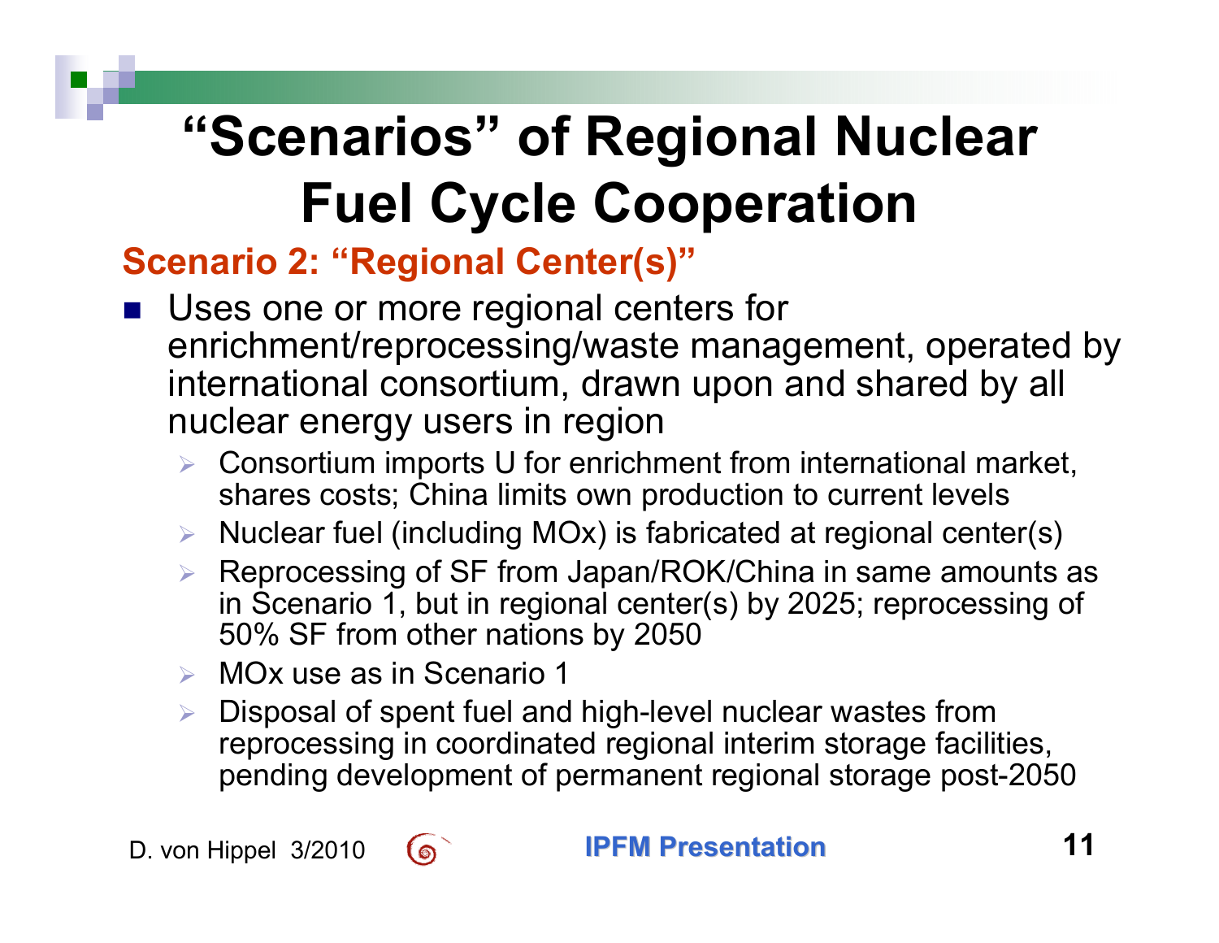# "Scenarios" of Regional Nuclear Fuel Cycle Cooperation

## Scenario 2: "Regional Center(s)"

- Uses one or more regional centers for enrichment/reprocessing/waste management, operated by international consortium, drawn upon and shared by all nuclear energy users in region
  - Consortium imports U for enrichment from international market, shares costs; China limits own production to current levels
  - Nuclear fuel (including MOx) is fabricated at regional center(s)
  - Reprocessing of SF from Japan/ROK/China in same amounts as in Scenario 1, but in regional center(s) by 2025; reprocessing of 50% SF from other nations by 2050
  - MOx use as in Scenario 1
  - Disposal of spent fuel and high-level nuclear wastes from reprocessing in coordinated regional interim storage facilities, pending development of permanent regional storage post-2050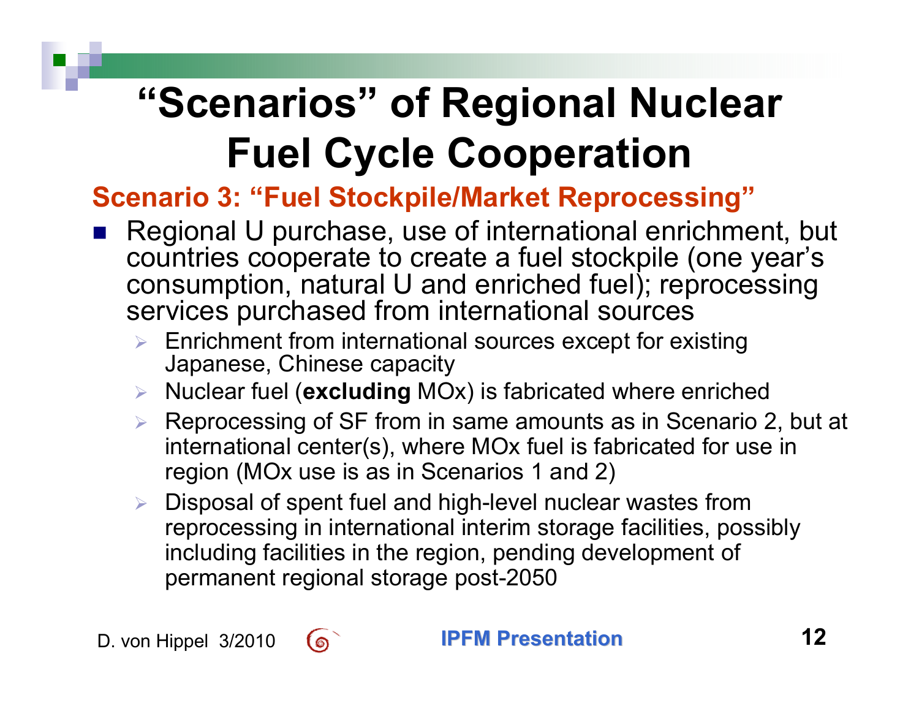# "Scenarios" of Regional Nuclear Fuel Cycle Cooperation

## Scenario 3: "Fuel Stockpile/Market Reprocessing"

- Regional U purchase, use of international enrichment, but countries cooperate to create a fuel stockpile (one year's consumption, natural U and enriched fuel); reprocessing services purchased from international sources
  - Enrichment from international sources except for existing Japanese, Chinese capacity
  - Nuclear fuel (**excluding** MOx) is fabricated where enriched
  - Reprocessing of SF from in same amounts as in Scenario 2, but at international center(s), where MOx fuel is fabricated for use in region (MOx use is as in Scenarios 1 and 2)
  - Disposal of spent fuel and high-level nuclear wastes from reprocessing in international interim storage facilities, possibly including facilities in the region, pending development of permanent regional storage post-2050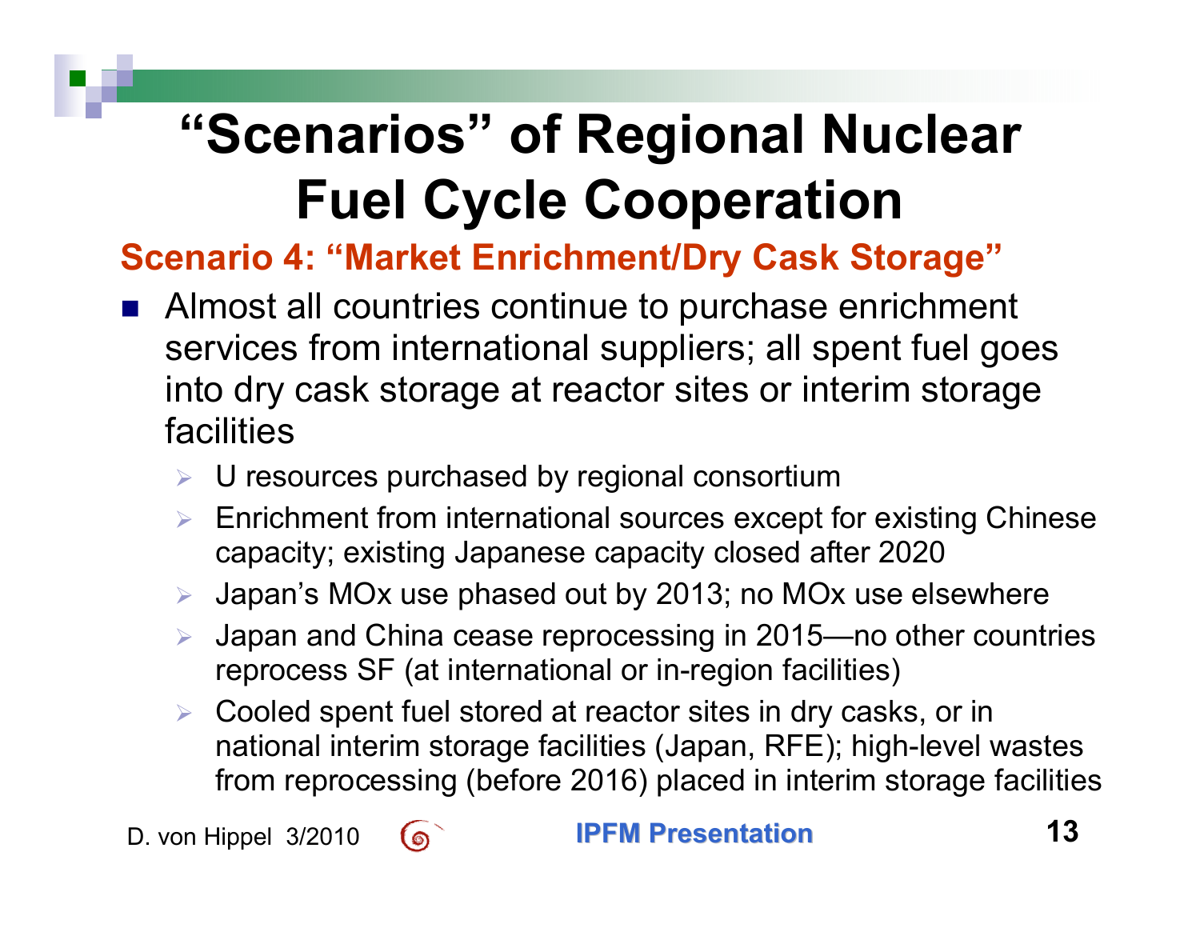# "Scenarios" of Regional Nuclear Fuel Cycle Cooperation

## Scenario 4: "Market Enrichment/Dry Cask Storage"

- Almost all countries continue to purchase enrichment services from international suppliers; all spent fuel goes into dry cask storage at reactor sites or interim storage facilities
  - U resources purchased by regional consortium
  - Enrichment from international sources except for existing Chinese capacity; existing Japanese capacity closed after 2020
  - Japan's MOx use phased out by 2013; no MOx use elsewhere
  - Japan and China cease reprocessing in 2015—no other countries reprocess SF (at international or in-region facilities)
  - Cooled spent fuel stored at reactor sites in dry casks, or in national interim storage facilities (Japan, RFE); high-level wastes from reprocessing (before 2016) placed in interim storage facilities

D. von Hippel 3/2010 IPFM Presentation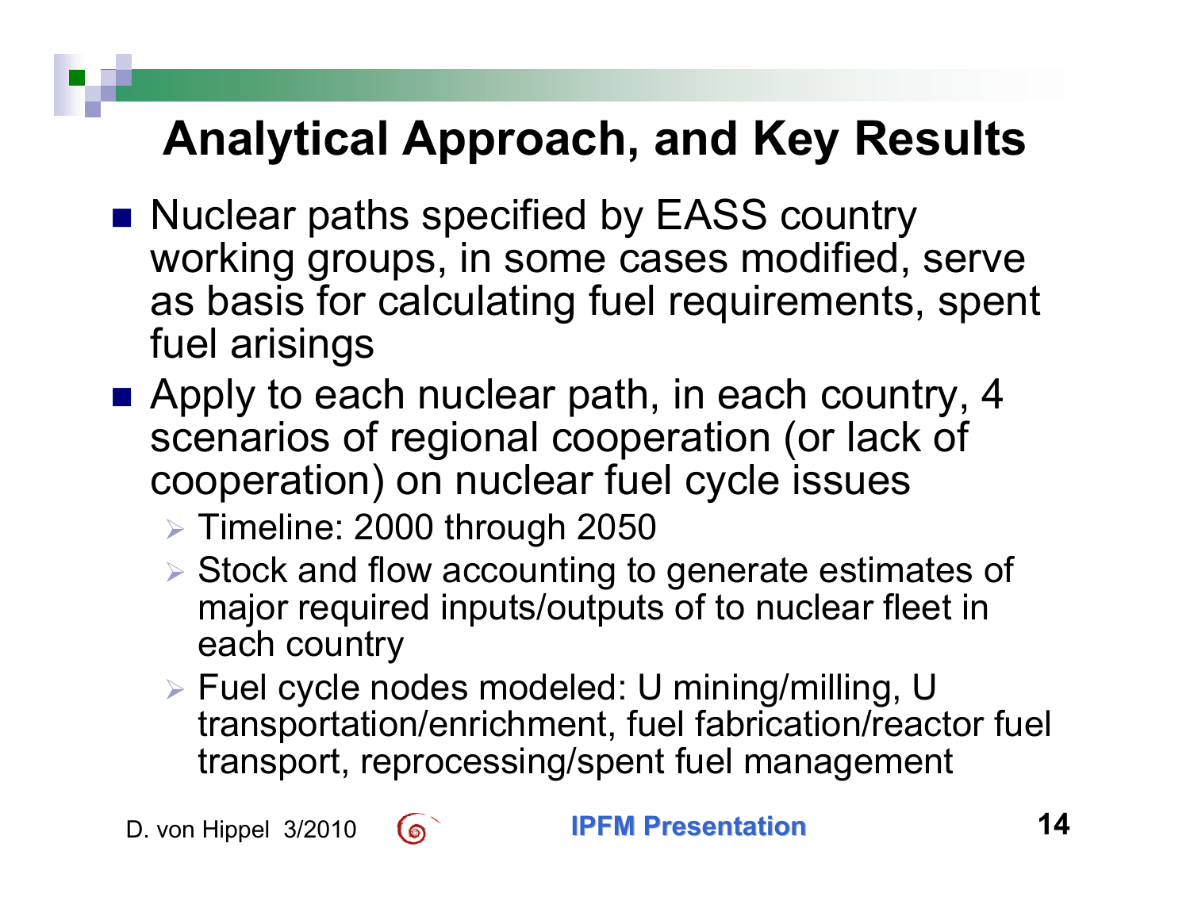# Analytical Approach, and Key Results

- Nuclear paths specified by EASS country working groups, in some cases modified, serve as basis for calculating fuel requirements, spent fuel arisings
- Apply to each nuclear path, in each country, 4 scenarios of regional cooperation (or lack of cooperation) on nuclear fuel cycle issues
  - Timeline: 2000 through 2050
  - Stock and flow accounting to generate estimates of major required inputs/outputs of to nuclear fleet in each country
  - Fuel cycle nodes modeled: U mining/milling, U transportation/enrichment, fuel fabrication/reactor fuel transport, reprocessing/spent fuel management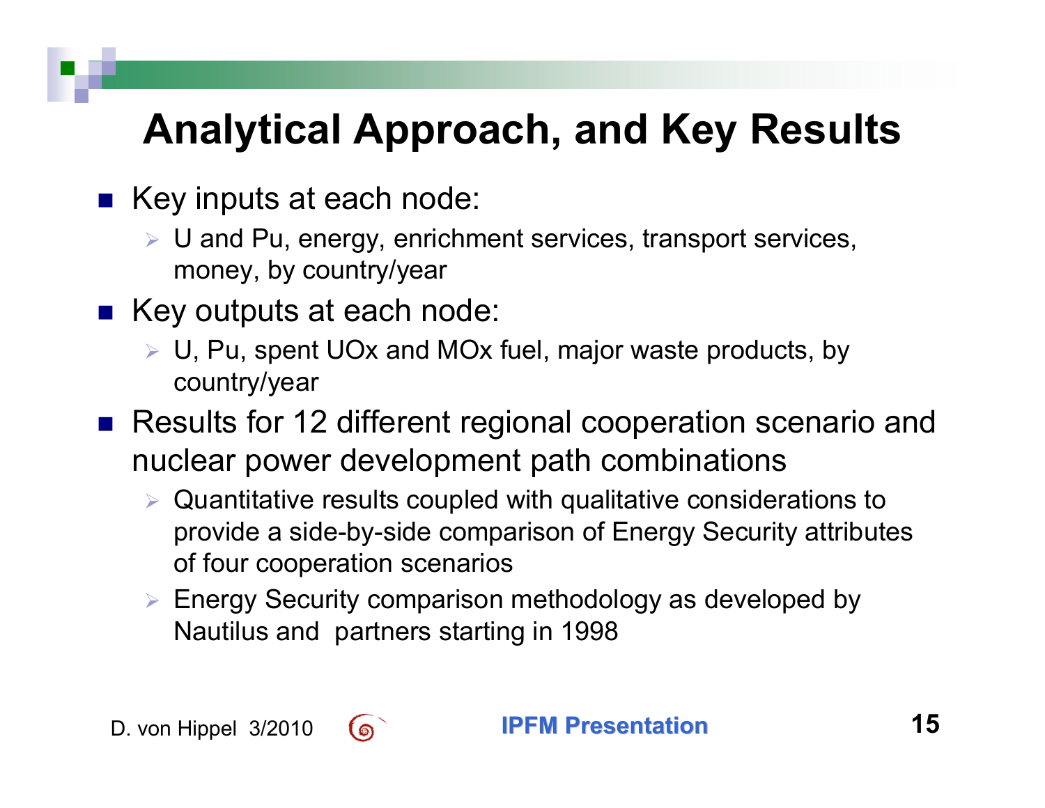# Analytical Approach, and Key Results

- Key inputs at each node:
  - U and Pu, energy, enrichment services, transport services, money, by country/year
- Key outputs at each node:
  - U, Pu, spent UOx and MOx fuel, major waste products, by country/year
- Results for 12 different regional cooperation scenario and nuclear power development path combinations
  - Quantitative results coupled with qualitative considerations to provide a side-by-side comparison of Energy Security attributes of four cooperation scenarios
  - Energy Security comparison methodology as developed by Nautilus and partners starting in 1998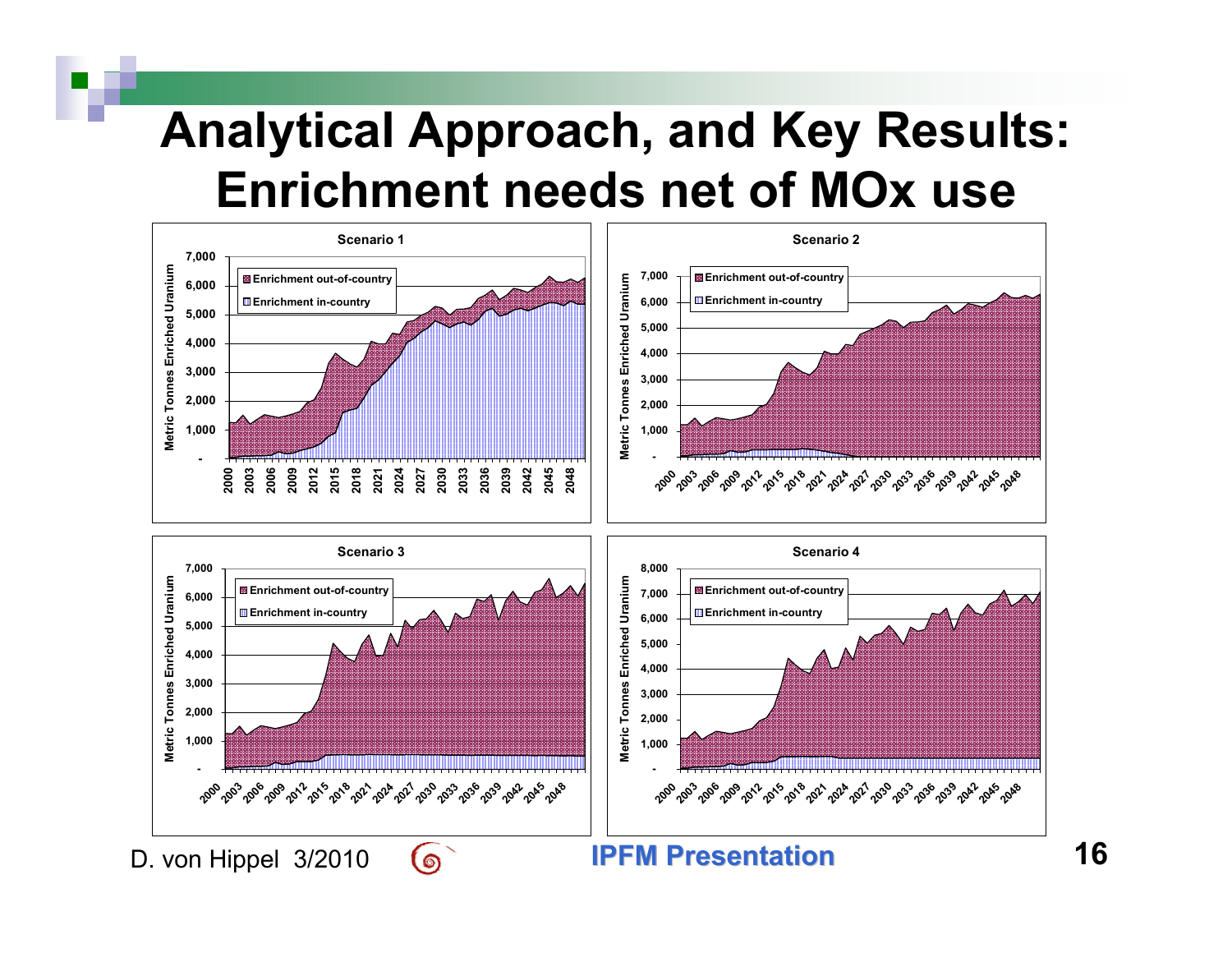# Analytical Approach, and Key Results: Enrichment needs net of MOx use

**Scenario 1**

Metric Tonnes Enriched Uranium

- Enrichment out-of-country
- Enrichment in-country

**Scenario 2**

Metric Tonnes Enriched Uranium

- Enrichment out-of-country
- Enrichment in-country

**Scenario 3**

Metric Tonnes Enriched Uranium

- Enrichment out-of-country
- Enrichment in-country

**Scenario 4**

Metric Tonnes Enriched Uranium

- Enrichment out-of-country
- Enrichment in-country

D. von Hippel 3/2010

IPFM Presentation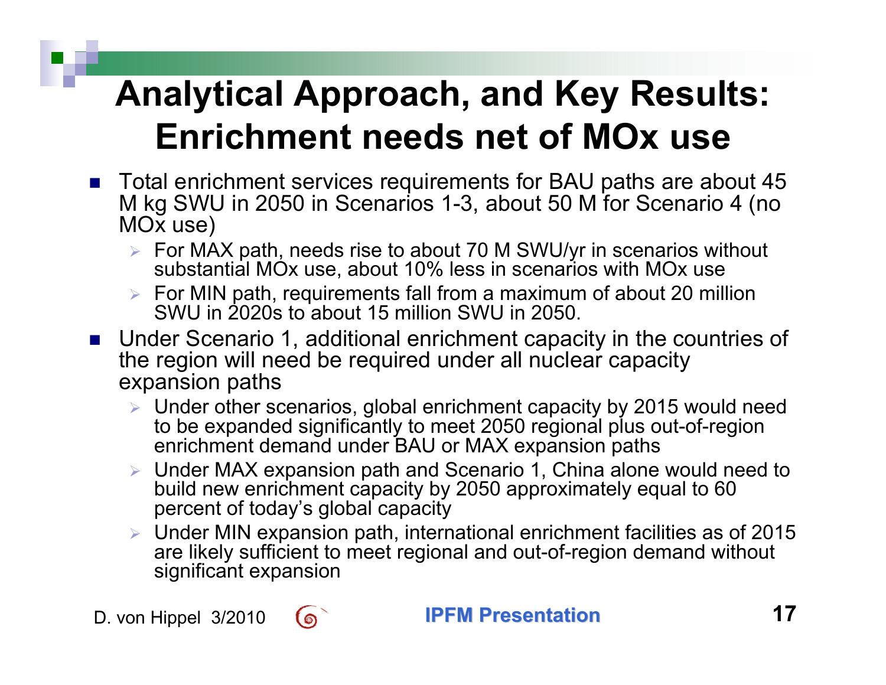# Analytical Approach, and Key Results: Enrichment needs net of MOx use

- Total enrichment services requirements for BAU paths are about 45 M kg SWU in 2050 in Scenarios 1-3, about 50 M for Scenario 4 (no MOx use)
  - For MAX path, needs rise to about 70 M SWU/yr in scenarios without substantial MOx use, about 10% less in scenarios with MOx use
  - For MIN path, requirements fall from a maximum of about 20 million SWU in 2020s to about 15 million SWU in 2050.
- Under Scenario 1, additional enrichment capacity in the countries of the region will need be required under all nuclear capacity expansion paths
  - Under other scenarios, global enrichment capacity by 2015 would need to be expanded significantly to meet 2050 regional plus out-of-region enrichment demand under BAU or MAX expansion paths
  - Under MAX expansion path and Scenario 1, China alone would need to build new enrichment capacity by 2050 approximately equal to 60 percent of today's global capacity
  - Under MIN expansion path, international enrichment facilities as of 2015 are likely sufficient to meet regional and out-of-region demand without significant expansion

D. von Hippel 3/2010

IPFM Presentation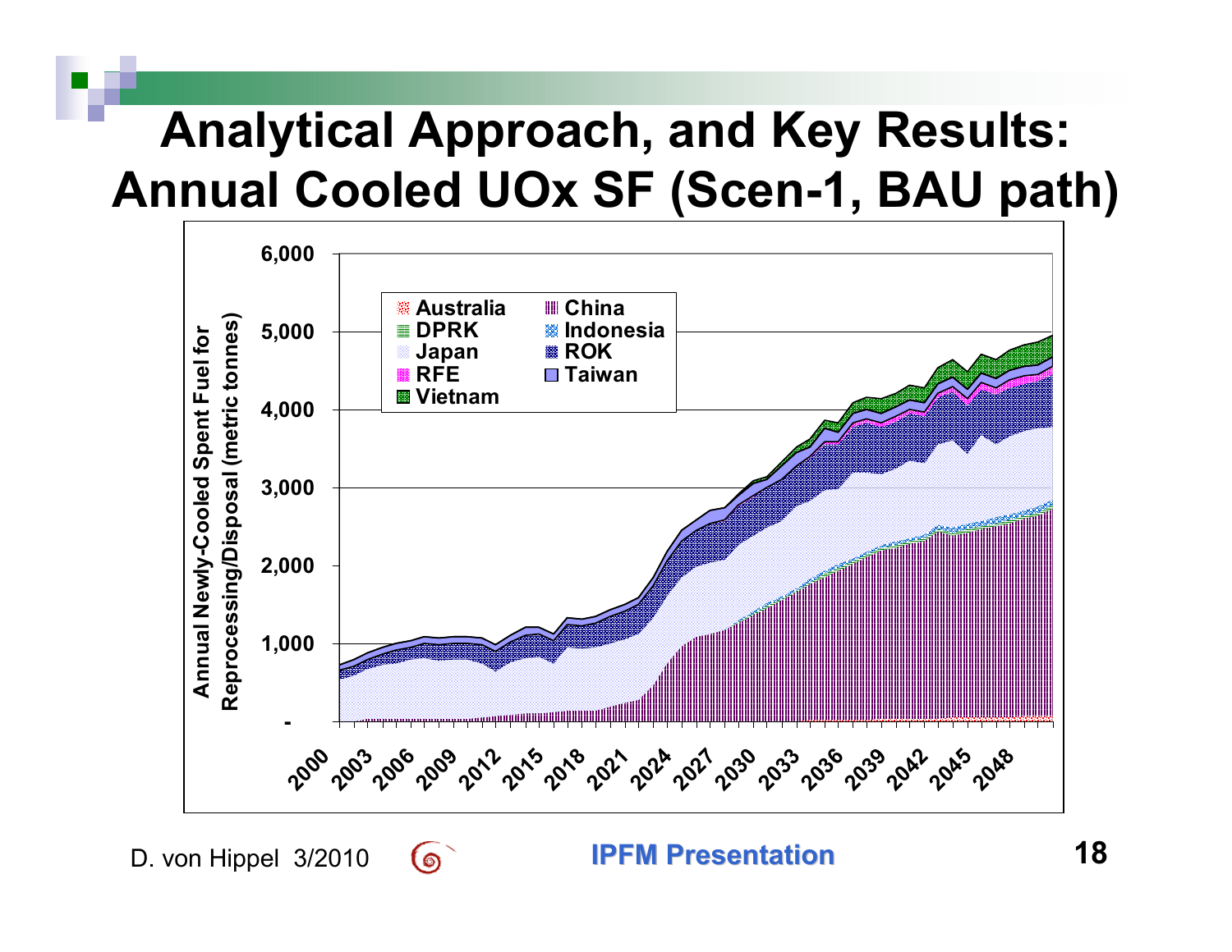# Analytical Approach, and Key Results: Annual Cooled UOx SF (Scen-1, BAU path)

Annual Newly-Cooled Spent Fuel for Reprocessing/Disposal (metric tonnes)

Legend: Australia, China, DPRK, Indonesia, Japan, ROK, RFE, Taiwan, Vietnam

Y-axis: -, 1,000, 2,000, 3,000, 4,000, 5,000, 6,000

X-axis: 2000, 2003, 2006, 2009, 2012, 2015, 2018, 2021, 2024, 2027, 2030, 2033, 2036, 2039, 2042, 2045, 2048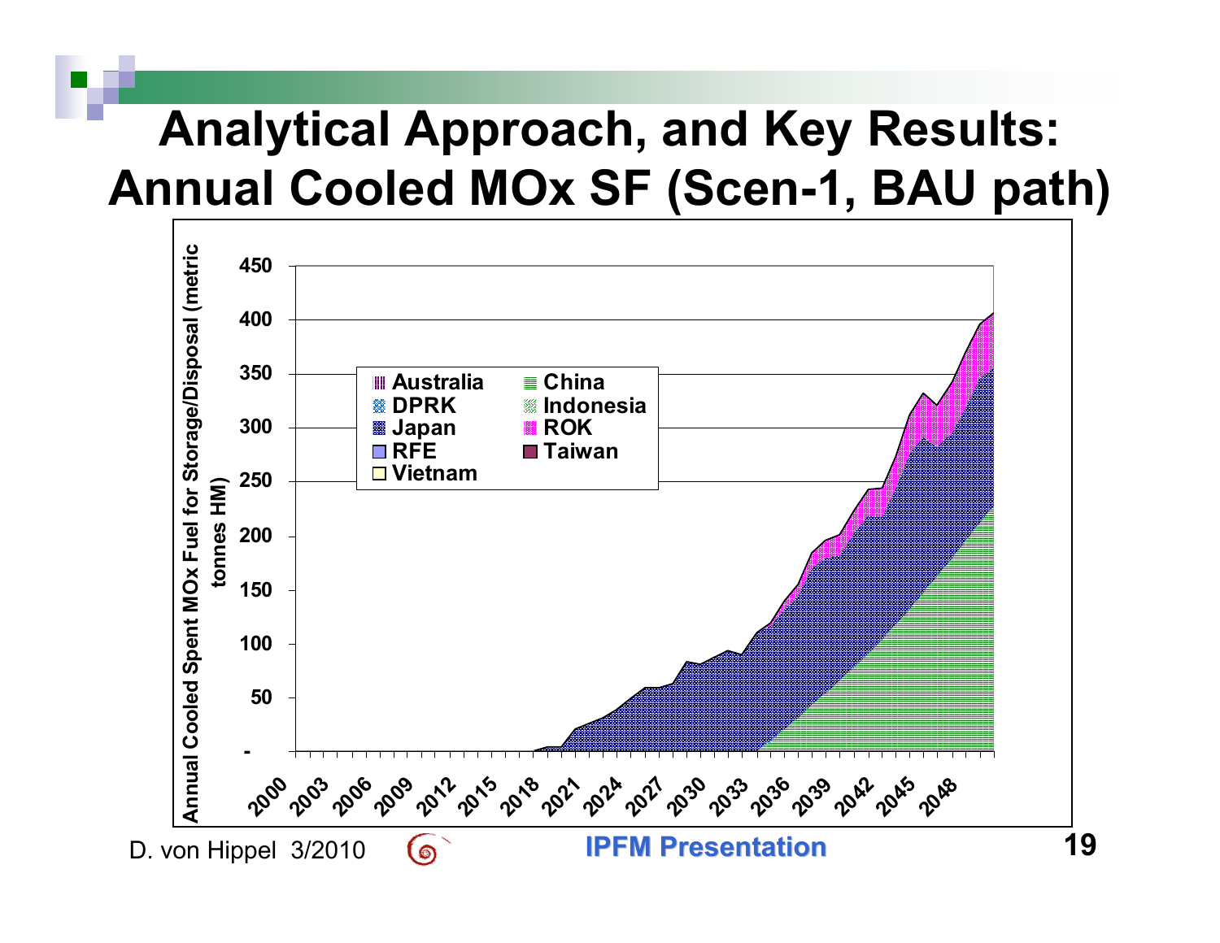# Analytical Approach, and Key Results: Annual Cooled MOx SF (Scen-1, BAU path)

Annual Cooled Spent MOx Fuel for Storage/Disposal (metric tonnes HM)

Legend: Australia, China, DPRK, Indonesia, Japan, ROK, RFE, Taiwan, Vietnam

D. von Hippel 3/2010

IPFM Presentation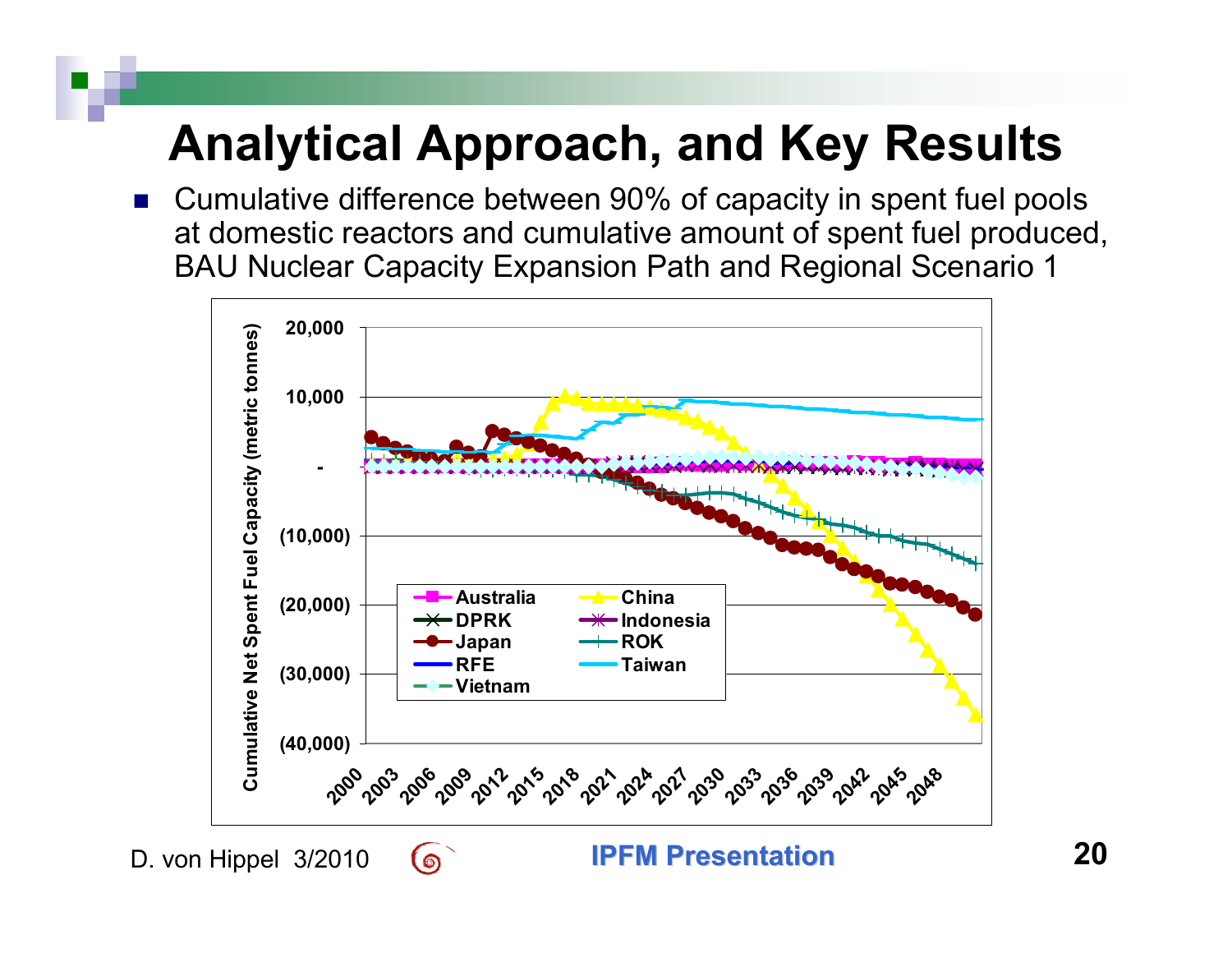# Analytical Approach, and Key Results

- Cumulative difference between 90% of capacity in spent fuel pools at domestic reactors and cumulative amount of spent fuel produced, BAU Nuclear Capacity Expansion Path and Regional Scenario 1

D. von Hippel 3/2010

IPFM Presentation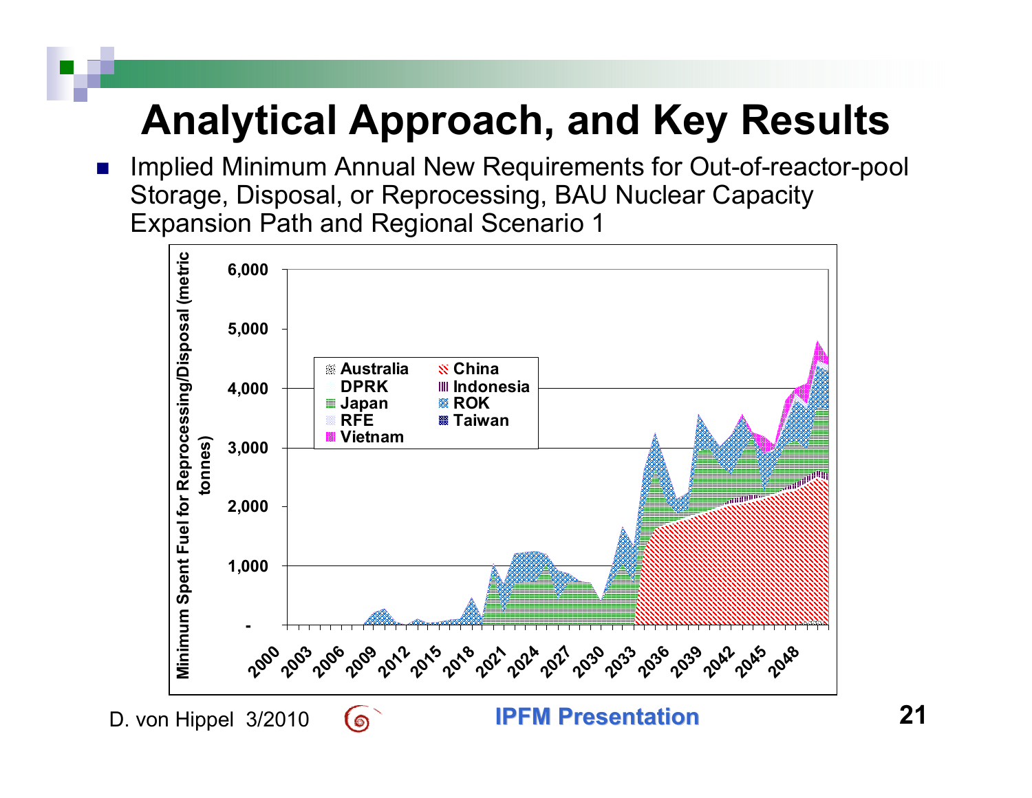# Analytical Approach, and Key Results

- Implied Minimum Annual New Requirements for Out-of-reactor-pool Storage, Disposal, or Reprocessing, BAU Nuclear Capacity Expansion Path and Regional Scenario 1

Minimum Spent Fuel for Reprocessing/Disposal (metric tonnes)

6,000
5,000
4,000
3,000
2,000
1,000
-

Australia, China, DPRK, Indonesia, Japan, ROK, RFE, Taiwan, Vietnam

2000, 2003, 2006, 2009, 2012, 2015, 2018, 2021, 2024, 2027, 2030, 2033, 2036, 2039, 2042, 2045, 2048

D. von Hippel 3/2010

IPFM Presentation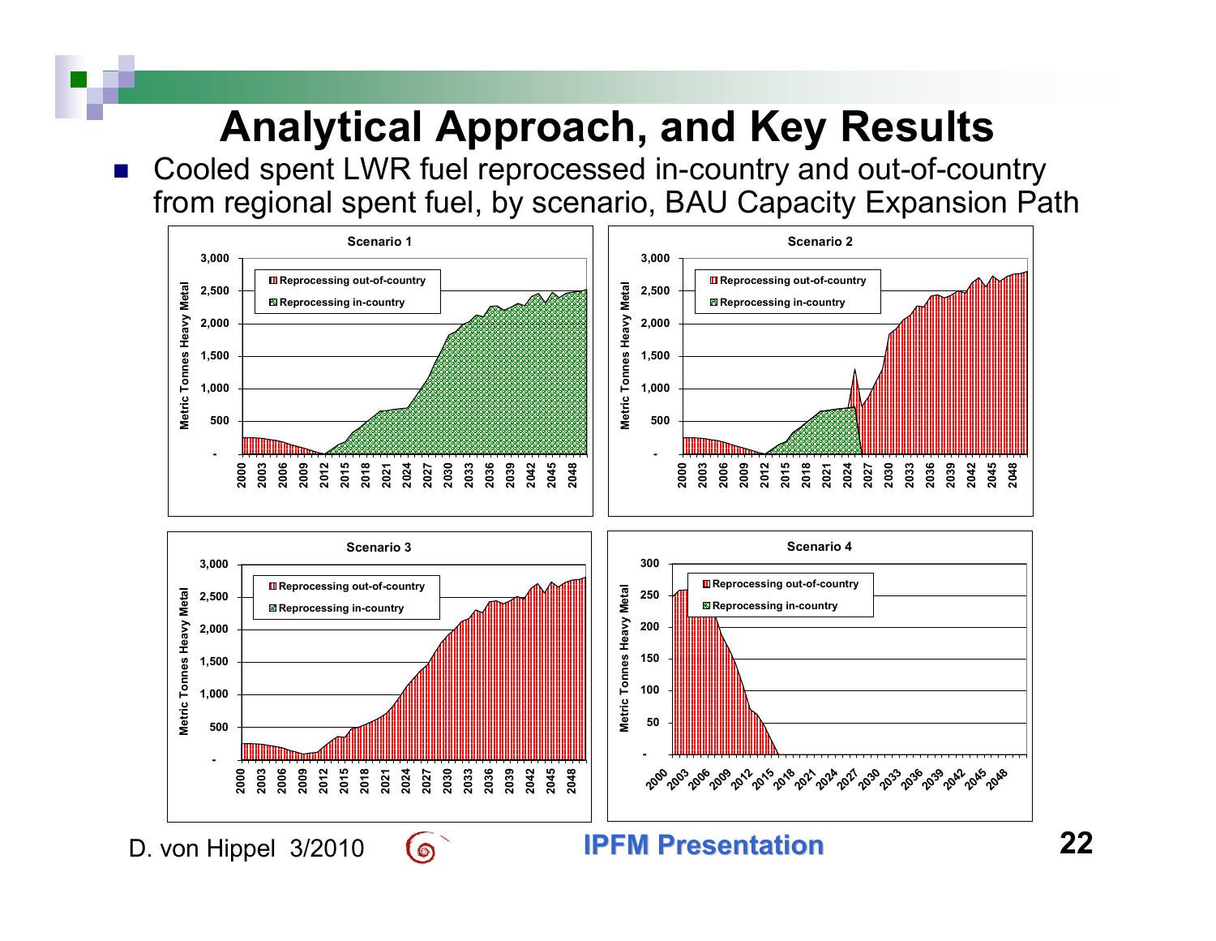# Analytical Approach, and Key Results

- Cooled spent LWR fuel reprocessed in-country and out-of-country from regional spent fuel, by scenario, BAU Capacity Expansion Path

**Scenario 1**

Metric Tonnes Heavy Metal

Reprocessing out-of-country
Reprocessing in-country

**Scenario 2**

Metric Tonnes Heavy Metal

Reprocessing out-of-country
Reprocessing in-country

**Scenario 3**

Metric Tonnes Heavy Metal

Reprocessing out-of-country
Reprocessing in-country

**Scenario 4**

Metric Tonnes Heavy Metal

Reprocessing out-of-country
Reprocessing in-country

D. von Hippel 3/2010

IPFM Presentation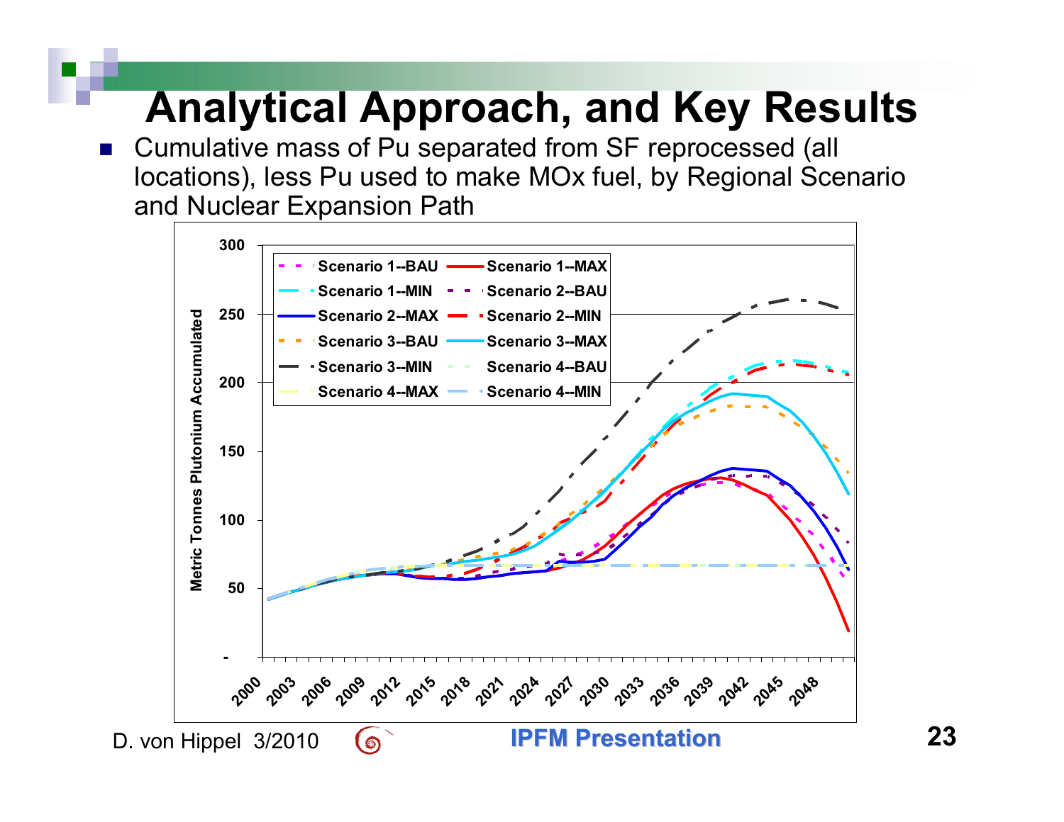# Analytical Approach, and Key Results

- Cumulative mass of Pu separated from SF reprocessed (all locations), less Pu used to make MOx fuel, by Regional Scenario and Nuclear Expansion Path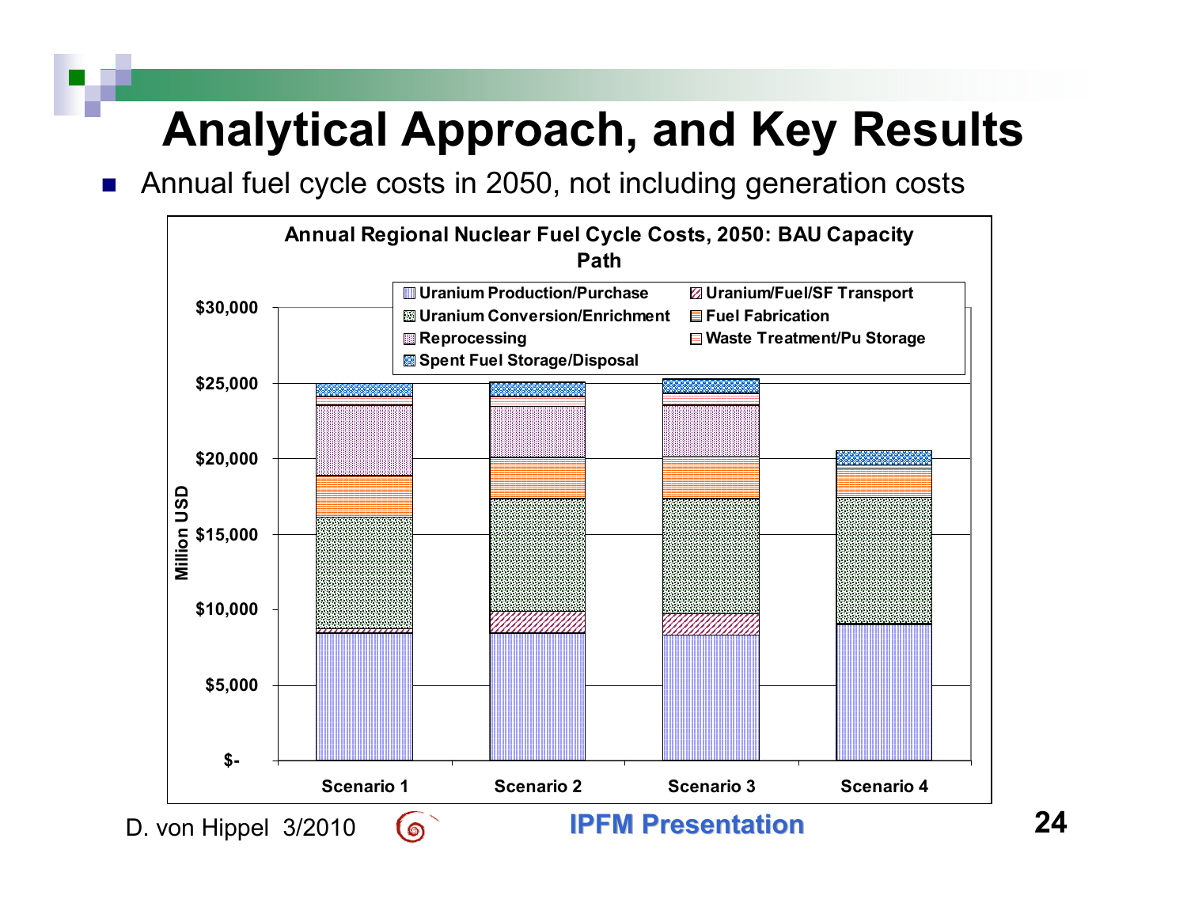# Analytical Approach, and Key Results

- Annual fuel cycle costs in 2050, not including generation costs

**Annual Regional Nuclear Fuel Cycle Costs, 2050: BAU Capacity Path**

Legend: Uranium Production/Purchase; Uranium/Fuel/SF Transport; Uranium Conversion/Enrichment; Fuel Fabrication; Reprocessing; Waste Treatment/Pu Storage; Spent Fuel Storage/Disposal

Y-axis: Million USD ($-, $5,000, $10,000, $15,000, $20,000, $25,000, $30,000)

X-axis: Scenario 1, Scenario 2, Scenario 3, Scenario 4

D. von Hippel 3/2010

**IPFM Presentation**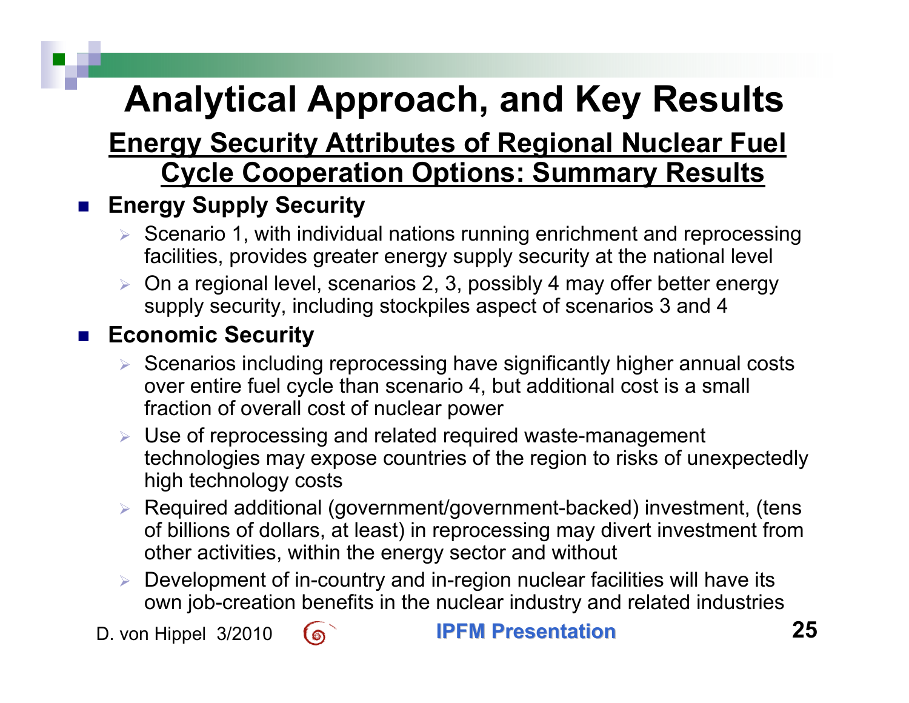# Analytical Approach, and Key Results

## Energy Security Attributes of Regional Nuclear Fuel Cycle Cooperation Options: Summary Results

- **Energy Supply Security**
  - Scenario 1, with individual nations running enrichment and reprocessing facilities, provides greater energy supply security at the national level
  - On a regional level, scenarios 2, 3, possibly 4 may offer better energy supply security, including stockpiles aspect of scenarios 3 and 4
- **Economic Security**
  - Scenarios including reprocessing have significantly higher annual costs over entire fuel cycle than scenario 4, but additional cost is a small fraction of overall cost of nuclear power
  - Use of reprocessing and related required waste-management technologies may expose countries of the region to risks of unexpectedly high technology costs
  - Required additional (government/government-backed) investment, (tens of billions of dollars, at least) in reprocessing may divert investment from other activities, within the energy sector and without
  - Development of in-country and in-region nuclear facilities will have its own job-creation benefits in the nuclear industry and related industries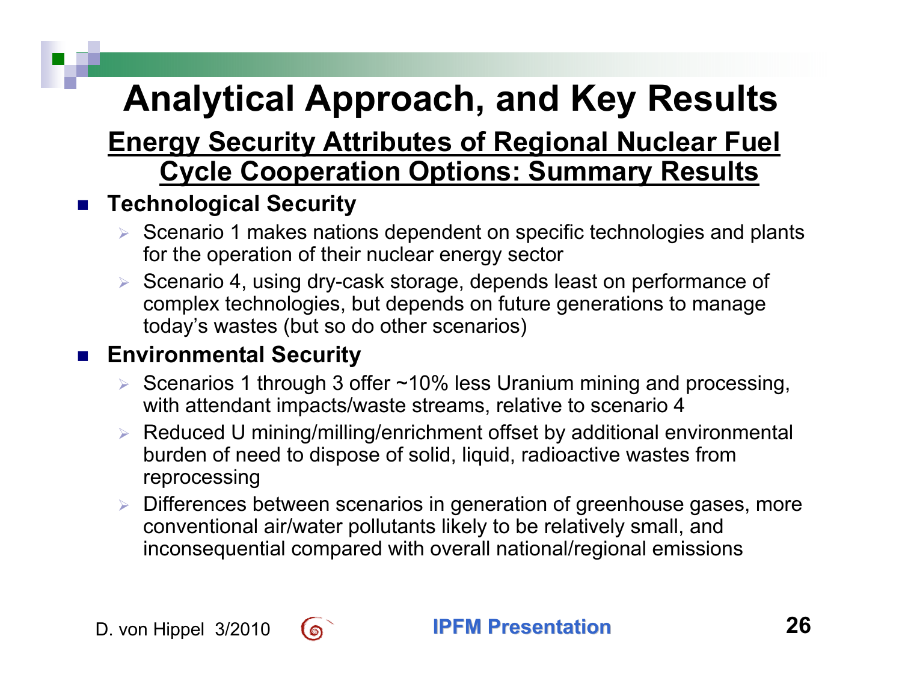# Analytical Approach, and Key Results

## Energy Security Attributes of Regional Nuclear Fuel Cycle Cooperation Options: Summary Results

- **Technological Security**
  - Scenario 1 makes nations dependent on specific technologies and plants for the operation of their nuclear energy sector
  - Scenario 4, using dry-cask storage, depends least on performance of complex technologies, but depends on future generations to manage today's wastes (but so do other scenarios)
- **Environmental Security**
  - Scenarios 1 through 3 offer ~10% less Uranium mining and processing, with attendant impacts/waste streams, relative to scenario 4
  - Reduced U mining/milling/enrichment offset by additional environmental burden of need to dispose of solid, liquid, radioactive wastes from reprocessing
  - Differences between scenarios in generation of greenhouse gases, more conventional air/water pollutants likely to be relatively small, and inconsequential compared with overall national/regional emissions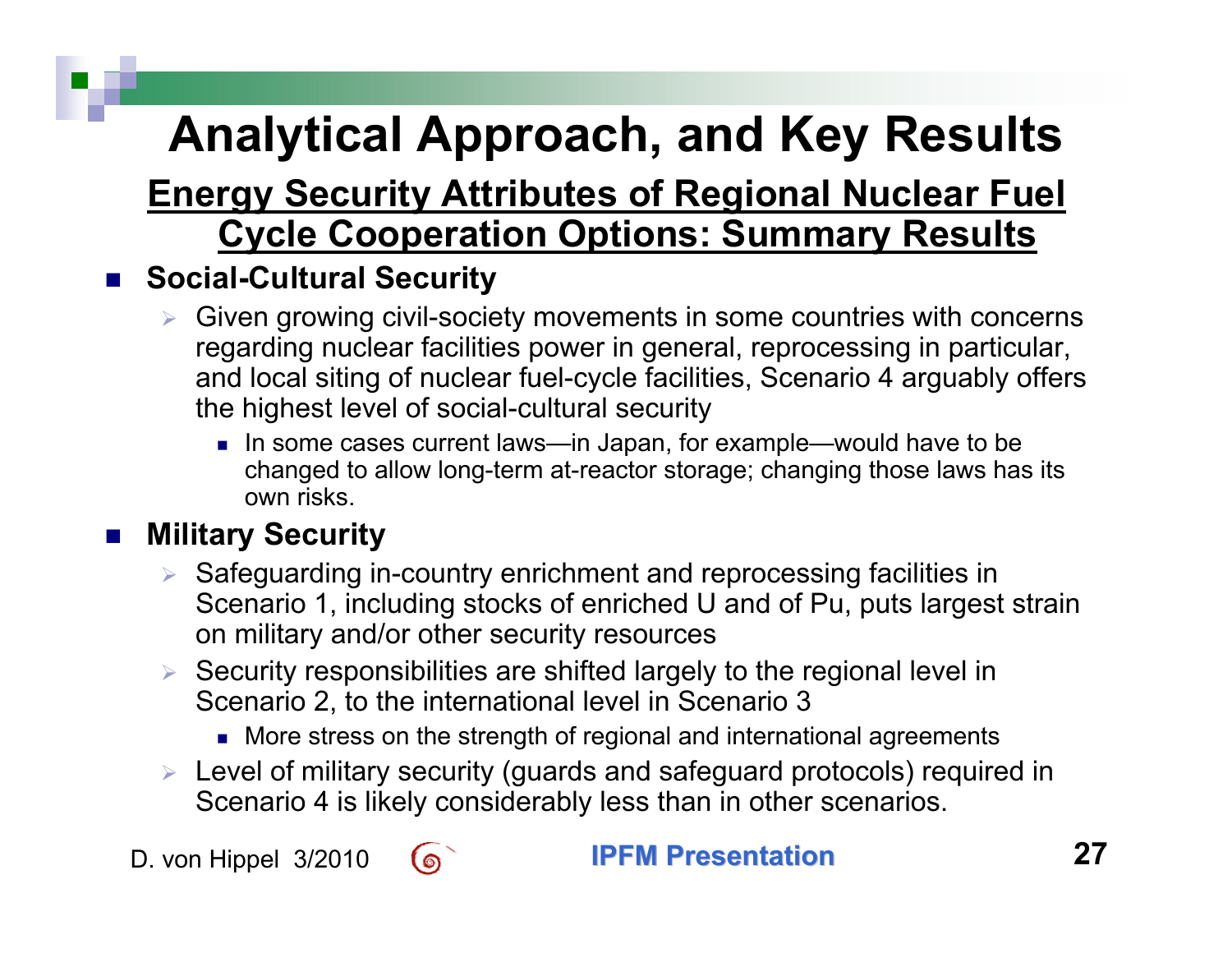# Analytical Approach, and Key Results

## Energy Security Attributes of Regional Nuclear Fuel Cycle Cooperation Options: Summary Results

- **Social-Cultural Security**
  - Given growing civil-society movements in some countries with concerns regarding nuclear facilities power in general, reprocessing in particular, and local siting of nuclear fuel-cycle facilities, Scenario 4 arguably offers the highest level of social-cultural security
    - In some cases current laws—in Japan, for example—would have to be changed to allow long-term at-reactor storage; changing those laws has its own risks.
- **Military Security**
  - Safeguarding in-country enrichment and reprocessing facilities in Scenario 1, including stocks of enriched U and of Pu, puts largest strain on military and/or other security resources
  - Security responsibilities are shifted largely to the regional level in Scenario 2, to the international level in Scenario 3
    - More stress on the strength of regional and international agreements
  - Level of military security (guards and safeguard protocols) required in Scenario 4 is likely considerably less than in other scenarios.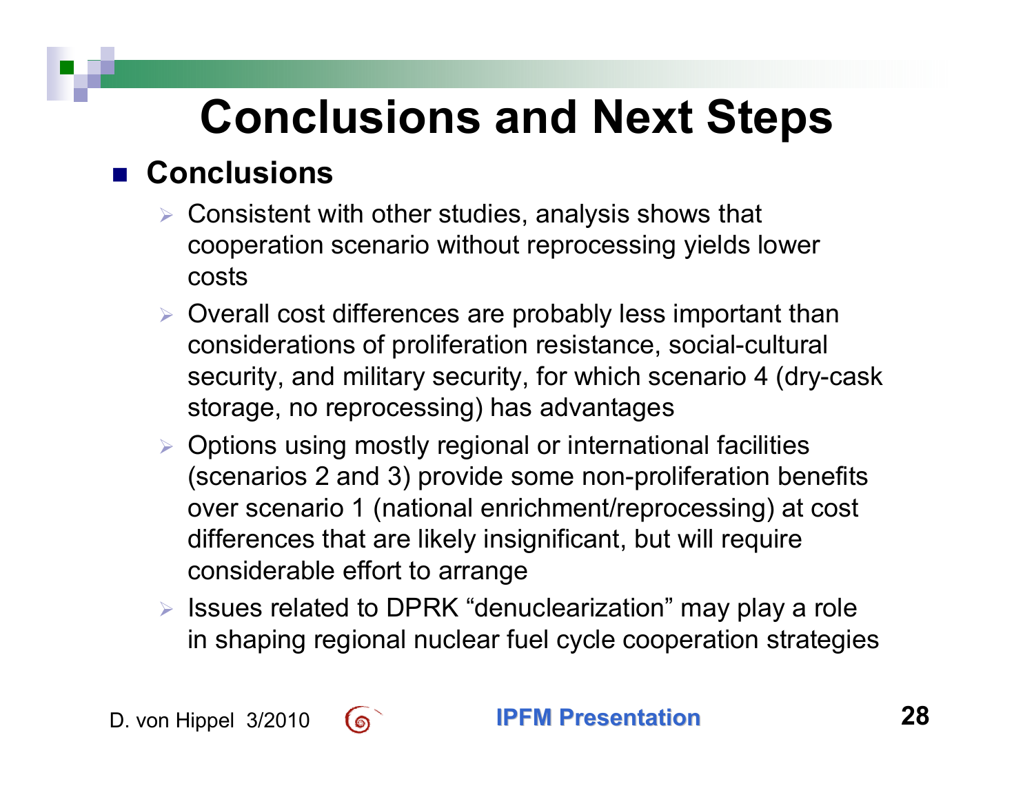# Conclusions and Next Steps

- **Conclusions**
  - Consistent with other studies, analysis shows that cooperation scenario without reprocessing yields lower costs
  - Overall cost differences are probably less important than considerations of proliferation resistance, social-cultural security, and military security, for which scenario 4 (dry-cask storage, no reprocessing) has advantages
  - Options using mostly regional or international facilities (scenarios 2 and 3) provide some non-proliferation benefits over scenario 1 (national enrichment/reprocessing) at cost differences that are likely insignificant, but will require considerable effort to arrange
  - Issues related to DPRK “denuclearization” may play a role in shaping regional nuclear fuel cycle cooperation strategies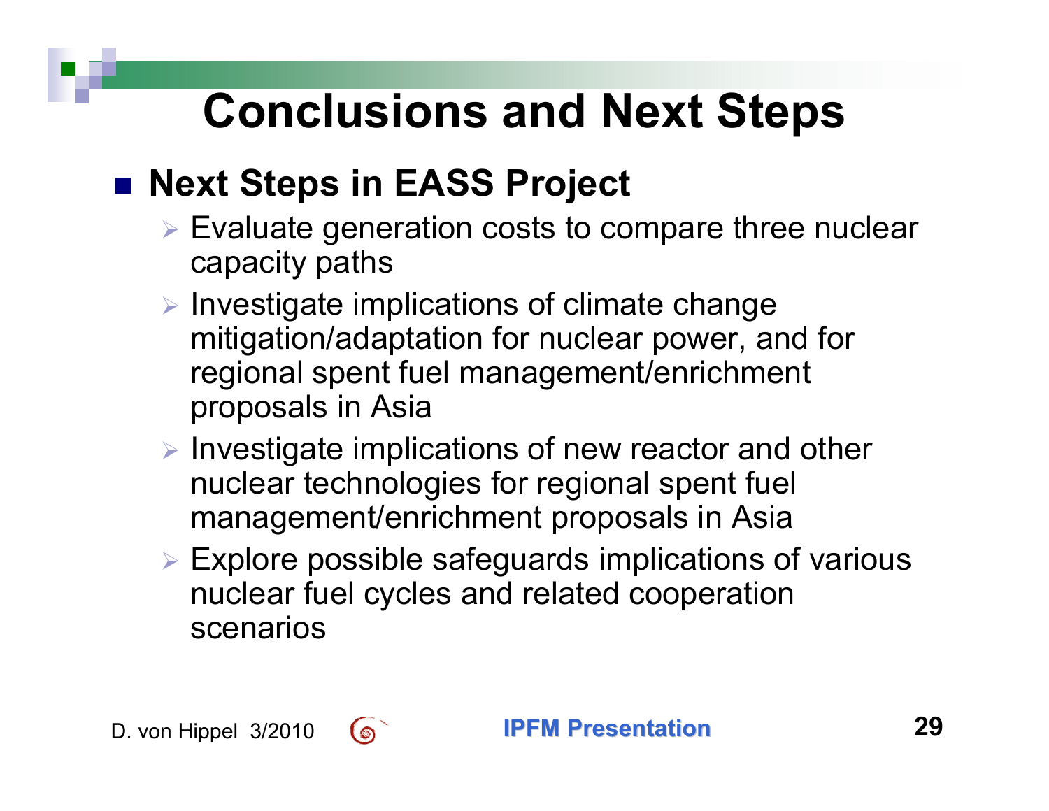# Conclusions and Next Steps

- **Next Steps in EASS Project**
  - Evaluate generation costs to compare three nuclear capacity paths
  - Investigate implications of climate change mitigation/adaptation for nuclear power, and for regional spent fuel management/enrichment proposals in Asia
  - Investigate implications of new reactor and other nuclear technologies for regional spent fuel management/enrichment proposals in Asia
  - Explore possible safeguards implications of various nuclear fuel cycles and related cooperation scenarios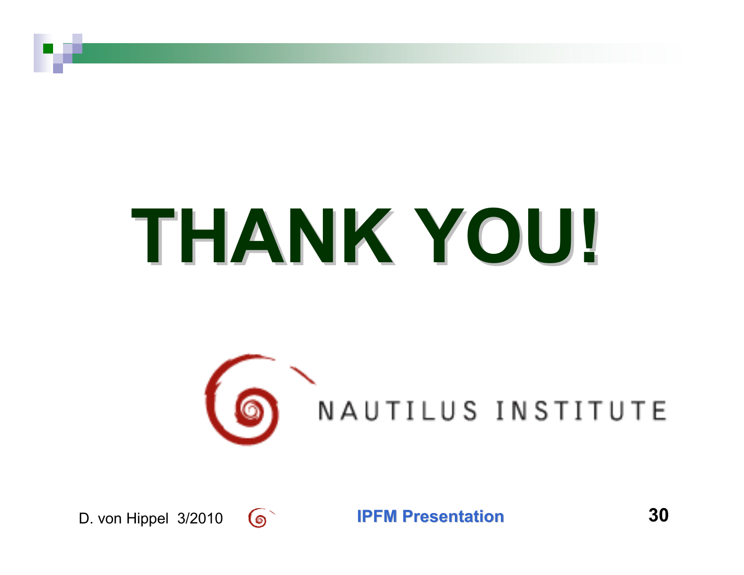# THANK YOU!

NAUTILUS INSTITUTE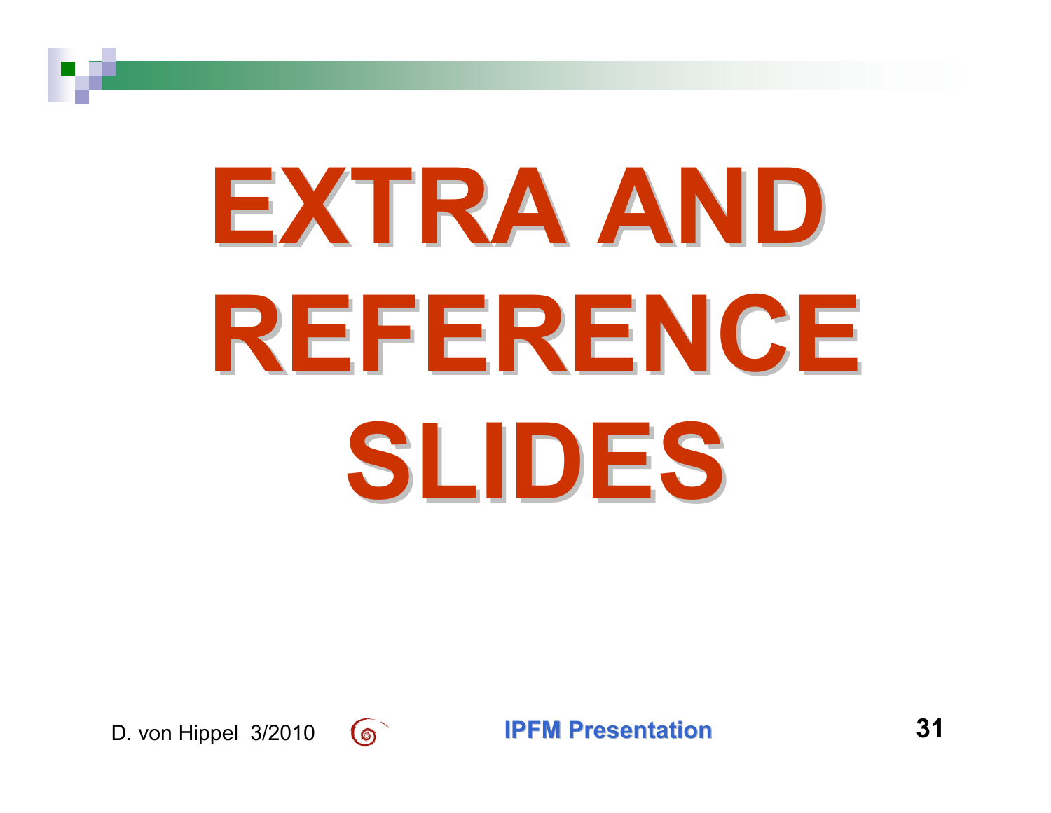# EXTRA AND REFERENCE SLIDES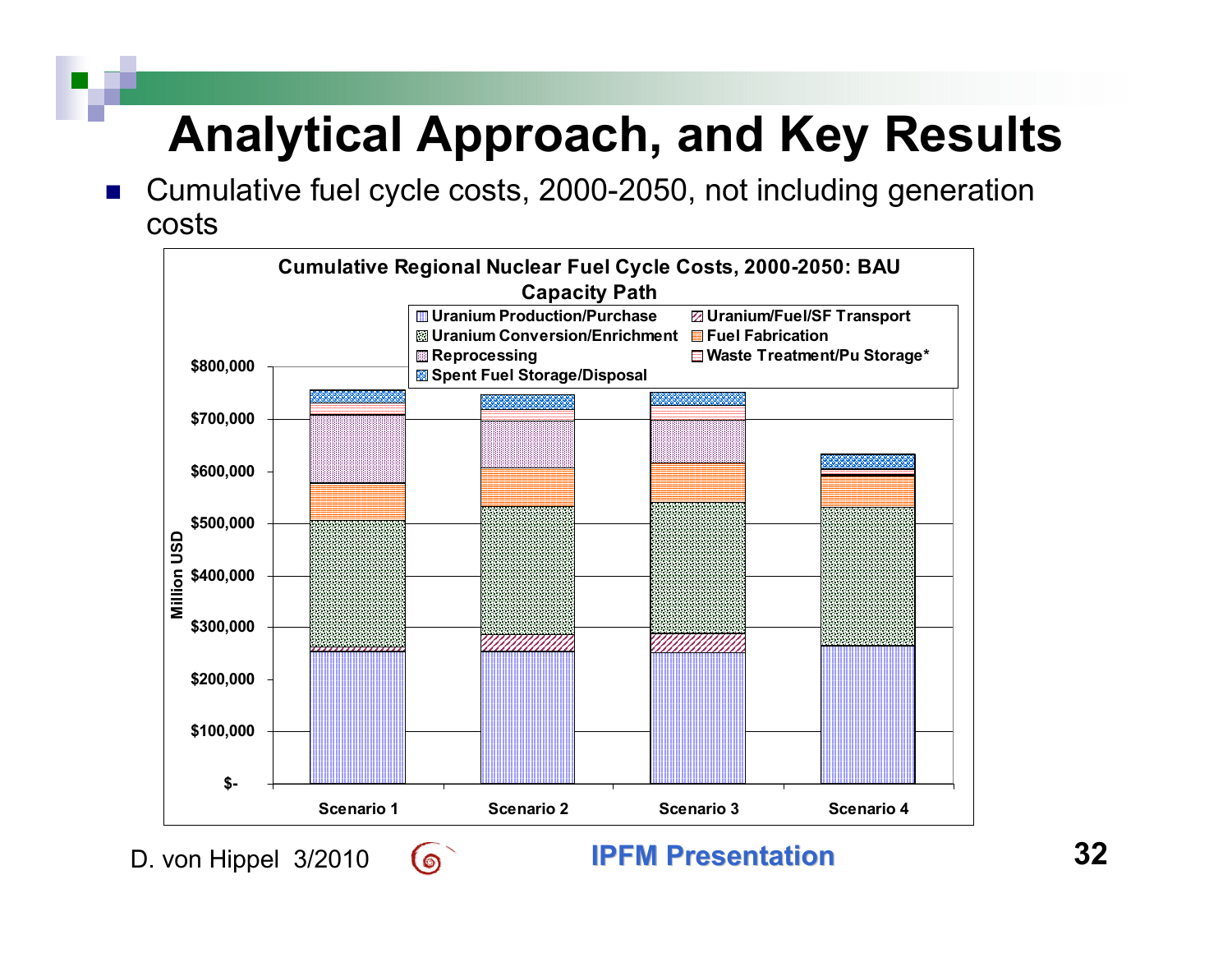# Analytical Approach, and Key Results

- Cumulative fuel cycle costs, 2000-2050, not including generation costs

**Cumulative Regional Nuclear Fuel Cycle Costs, 2000-2050: BAU Capacity Path**

Legend: Uranium Production/Purchase; Uranium/Fuel/SF Transport; Uranium Conversion/Enrichment; Fuel Fabrication; Reprocessing; Waste Treatment/Pu Storage*; Spent Fuel Storage/Disposal

Y-axis: Million USD ($-, $100,000, $200,000, $300,000, $400,000, $500,000, $600,000, $700,000, $800,000)

X-axis: Scenario 1, Scenario 2, Scenario 3, Scenario 4

D. von Hippel 3/2010

IPFM Presentation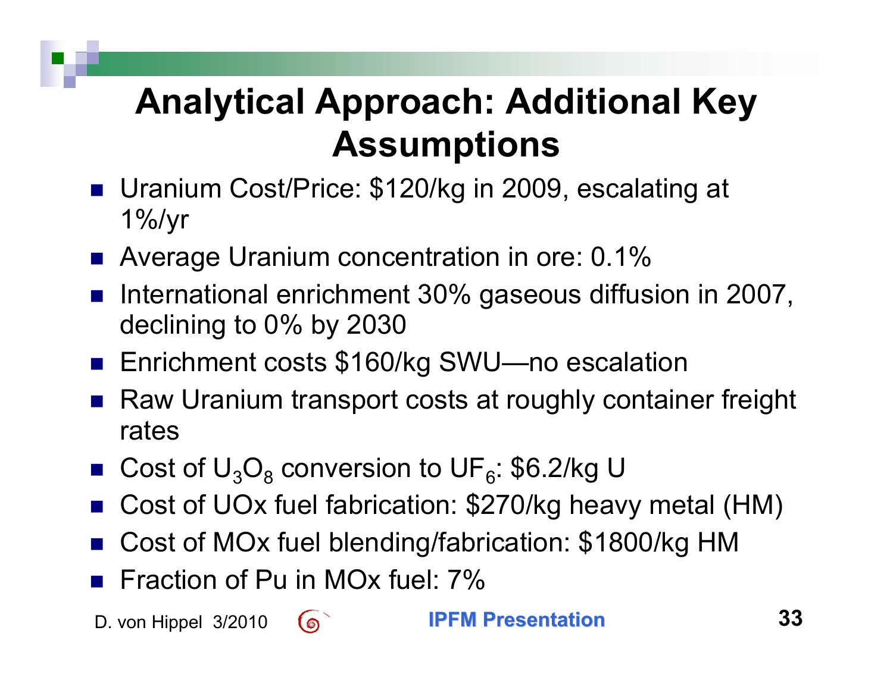# Analytical Approach: Additional Key Assumptions

- Uranium Cost/Price: \$120/kg in 2009, escalating at 1%/yr
- Average Uranium concentration in ore: 0.1%
- International enrichment 30% gaseous diffusion in 2007, declining to 0% by 2030
- Enrichment costs \$160/kg SWU—no escalation
- Raw Uranium transport costs at roughly container freight rates
- Cost of $U_3O_8$ conversion to $UF_6$: \$6.2/kg U
- Cost of UOx fuel fabrication: \$270/kg heavy metal (HM)
- Cost of MOx fuel blending/fabrication: \$1800/kg HM
- Fraction of Pu in MOx fuel: 7%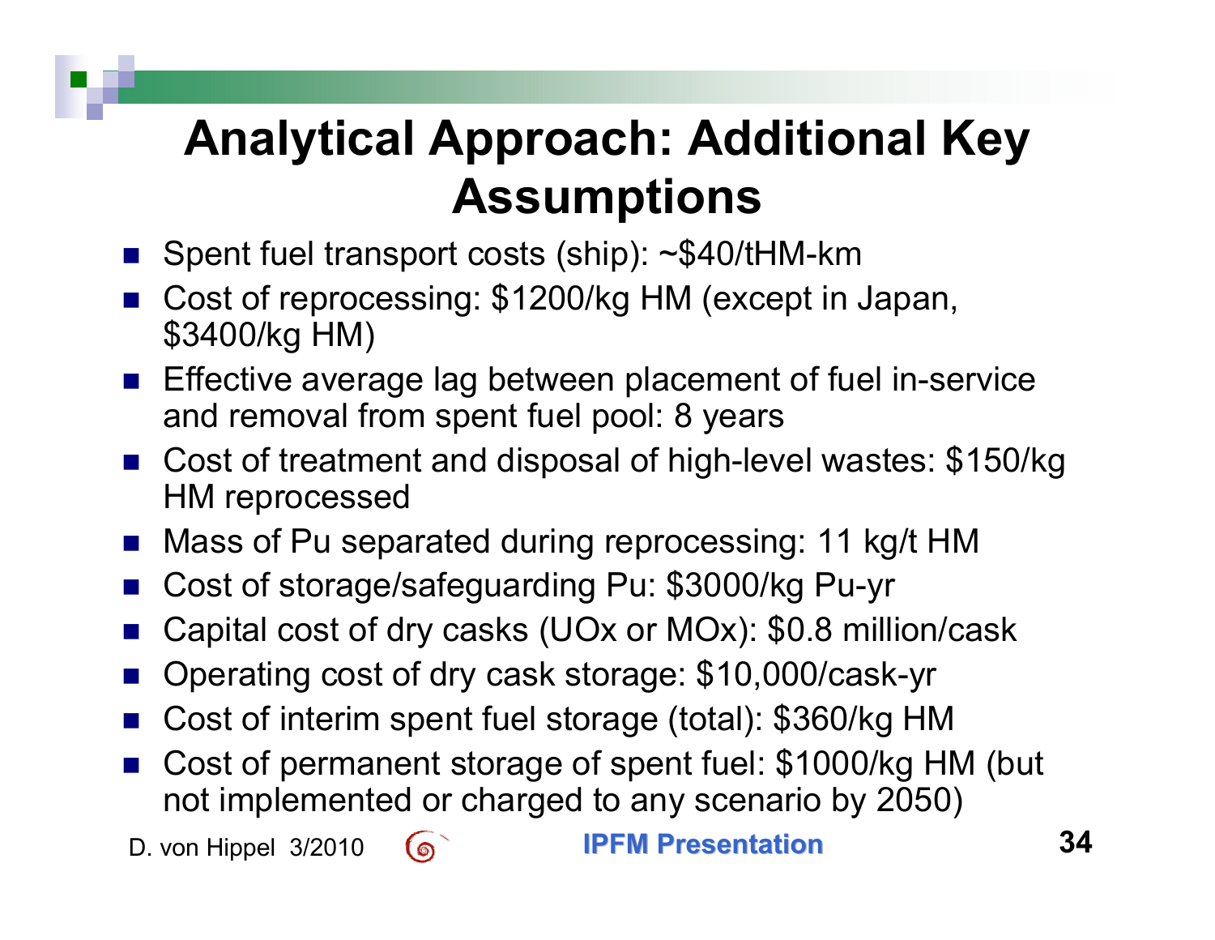# Analytical Approach: Additional Key Assumptions

- Spent fuel transport costs (ship): ~$40/tHM-km
- Cost of reprocessing: $1200/kg HM (except in Japan, $3400/kg HM)
- Effective average lag between placement of fuel in-service and removal from spent fuel pool: 8 years
- Cost of treatment and disposal of high-level wastes: $150/kg HM reprocessed
- Mass of Pu separated during reprocessing: 11 kg/t HM
- Cost of storage/safeguarding Pu: $3000/kg Pu-yr
- Capital cost of dry casks (UOx or MOx): $0.8 million/cask
- Operating cost of dry cask storage: $10,000/cask-yr
- Cost of interim spent fuel storage (total): $360/kg HM
- Cost of permanent storage of spent fuel: $1000/kg HM (but not implemented or charged to any scenario by 2050)